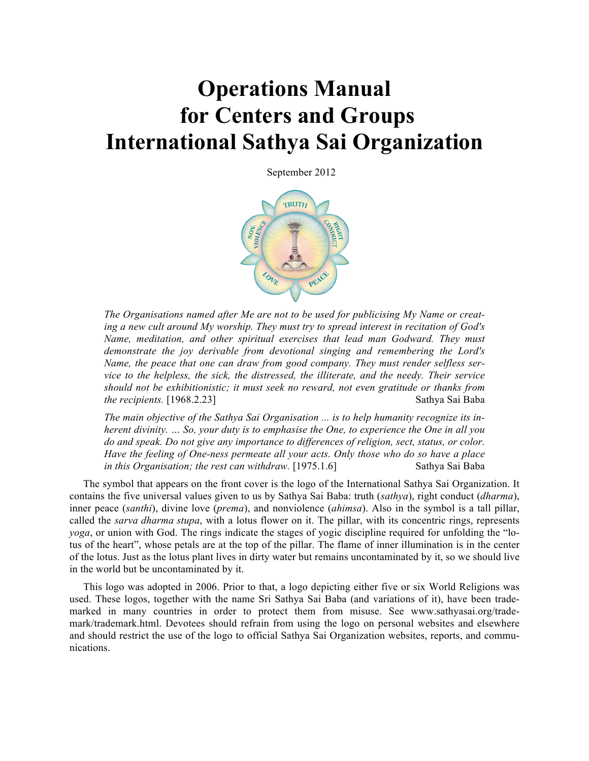# Operations Manual for Centers and Groups International Sathya Sai Organization

September 2012

*The Organisations named after Me are not to be used for publicising My Name or creating a new cult around My worship. They must try to spread interest in recitation of God's Name, meditation, and other spiritual exercises that lead man Godward. They must demonstrate the joy derivable from devotional singing and remembering the Lord's Name, the peace that one can draw from good company. They must render selfless service to the helpless, the sick, the distressed, the illiterate, and the needy. Their service should not be exhibitionistic; it must seek no reward, not even gratitude or thanks from the recipients.* [1968.2.23] Sathya Sai Baba

*The main objective of the Sathya Sai Organisation ... is to help humanity recognize its inherent divinity. ... So, your duty is to emphasise the One, to experience the One in all you do and speak. Do not give any importance to differences of religion, sect, status, or color. Have the feeling of One-ness permeate all your acts. Only those who do so have a place in this Organisation; the rest can withdraw.* [1975.1.6] Sathya Sai Baba

The symbol that appears on the front cover is the logo of the International Sathya Sai Organization. It contains the five universal values given to us by Sathya Sai Baba: truth (*sathya*), right conduct (*dharma*), inner peace (*santhi*), divine love (*prema*), and nonviolence (*ahimsa*). Also in the symbol is a tall pillar, called the *sarva dharma stupa*, with a lotus flower on it. The pillar, with its concentric rings, represents *yoga*, or union with God. The rings indicate the stages of yogic discipline required for unfolding the "lotus of the heart", whose petals are at the top of the pillar. The flame of inner illumination is in the center of the lotus. Just as the lotus plant lives in dirty water but remains uncontaminated by it, so we should live in the world but be uncontaminated by it.

This logo was adopted in 2006. Prior to that, a logo depicting either five or six World Religions was used. These logos, together with the name Sri Sathya Sai Baba (and variations of it), have been trademarked in many countries in order to protect them from misuse. See www.sathyasai.org/trademark/trademark.html. Devotees should refrain from using the logo on personal websites and elsewhere and should restrict the use of the logo to official Sathya Sai Organization websites, reports, and communications.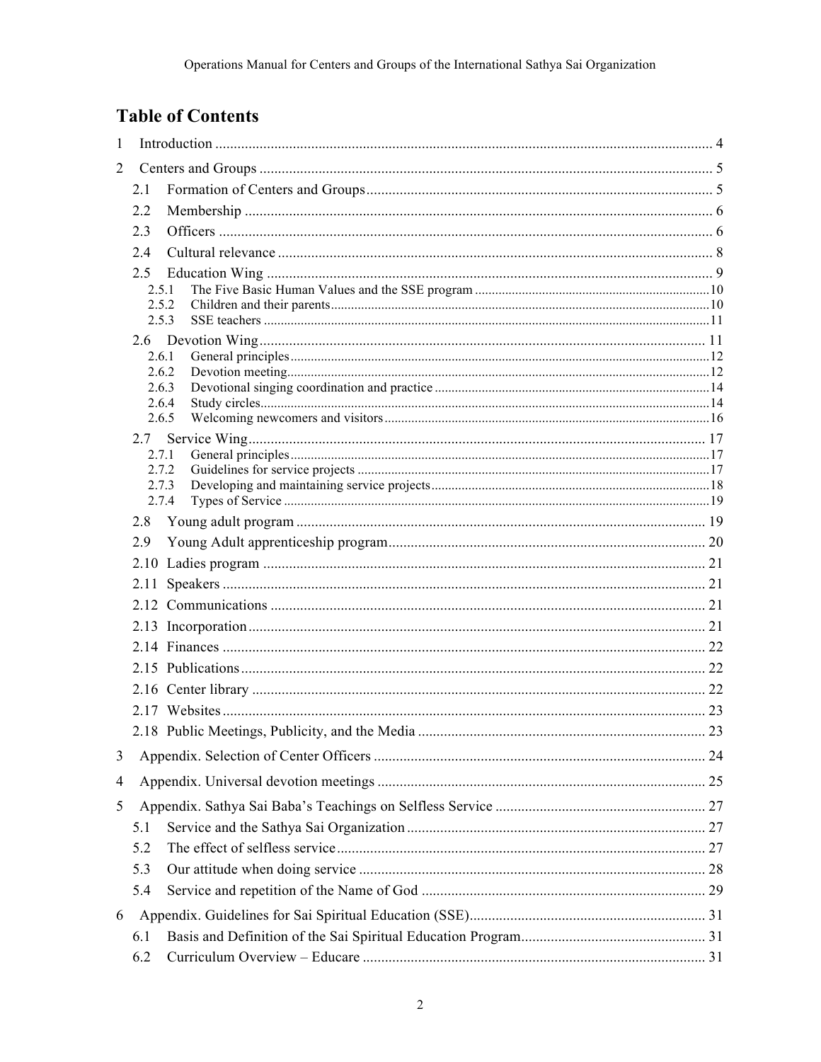# Table of Contents

1 Introduction ..... 4

2 Centers and Groups ..... 5

- 2.1 Formation of Centers and Groups ..... 5
- 2.2 Membership ..... 6
- 2.3 Officers ..... 6
- 2.4 Cultural relevance ..... 8
- 2.5 Education Wing ..... 9
  - 2.5.1 The Five Basic Human Values and the SSE program ..... 10
  - 2.5.2 Children and their parents ..... 10
  - 2.5.3 SSE teachers ..... 11
- 2.6 Devotion Wing ..... 11
  - 2.6.1 General principles ..... 12
  - 2.6.2 Devotion meeting ..... 12
  - 2.6.3 Devotional singing coordination and practice ..... 14
  - 2.6.4 Study circles ..... 14
  - 2.6.5 Welcoming newcomers and visitors ..... 16
- 2.7 Service Wing ..... 17
  - 2.7.1 General principles ..... 17
  - 2.7.2 Guidelines for service projects ..... 17
  - 2.7.3 Developing and maintaining service projects ..... 18
  - 2.7.4 Types of Service ..... 19
- 2.8 Young adult program ..... 19
- 2.9 Young Adult apprenticeship program ..... 20
- 2.10 Ladies program ..... 21
- 2.11 Speakers ..... 21
- 2.12 Communications ..... 21
- 2.13 Incorporation ..... 21
- 2.14 Finances ..... 22
- 2.15 Publications ..... 22
- 2.16 Center library ..... 22
- 2.17 Websites ..... 23
- 2.18 Public Meetings, Publicity, and the Media ..... 23

3 Appendix. Selection of Center Officers ..... 24

4 Appendix. Universal devotion meetings ..... 25

5 Appendix. Sathya Sai Baba's Teachings on Selfless Service ..... 27

- 5.1 Service and the Sathya Sai Organization ..... 27
- 5.2 The effect of selfless service ..... 27
- 5.3 Our attitude when doing service ..... 28
- 5.4 Service and repetition of the Name of God ..... 29

6 Appendix. Guidelines for Sai Spiritual Education (SSE) ..... 31

- 6.1 Basis and Definition of the Sai Spiritual Education Program ..... 31
- 6.2 Curriculum Overview – Educare ..... 31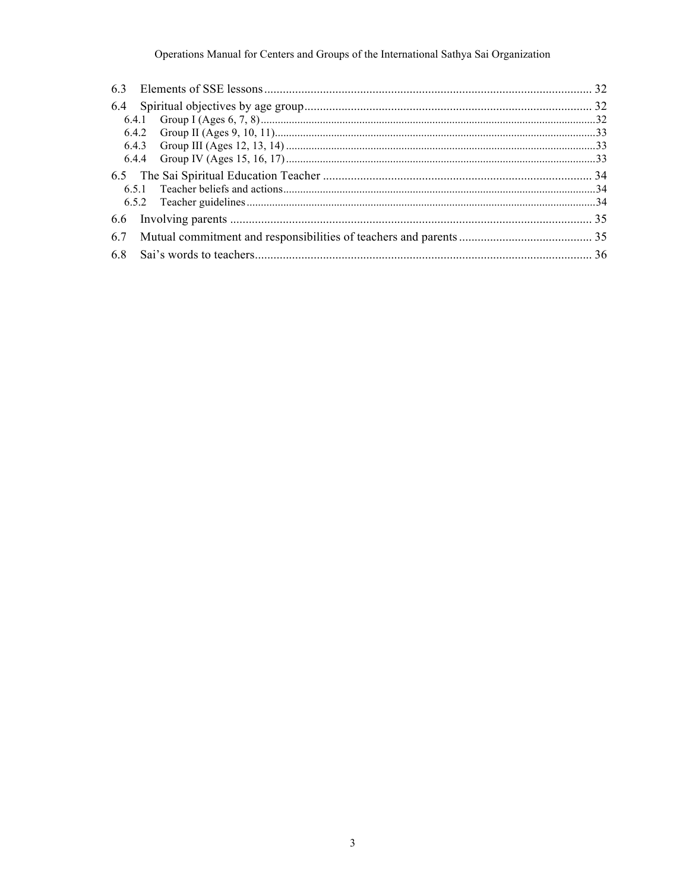6.3 Elements of SSE lessons ........................................................................................................ 32

6.4 Spiritual objectives by age group ........................................................................................... 32

6.4.1 Group I (Ages 6, 7, 8) ......................................................................................................... 32

6.4.2 Group II (Ages 9, 10, 11) ..................................................................................................... 33

6.4.3 Group III (Ages 12, 13, 14) ................................................................................................. 33

6.4.4 Group IV (Ages 15, 16, 17) ................................................................................................. 33

6.5 The Sai Spiritual Education Teacher ..................................................................................... 34

6.5.1 Teacher beliefs and actions .................................................................................................. 34

6.5.2 Teacher guidelines ............................................................................................................... 34

6.6 Involving parents .................................................................................................................... 35

6.7 Mutual commitment and responsibilities of teachers and parents ........................................ 35

6.8 Sai's words to teachers ........................................................................................................... 36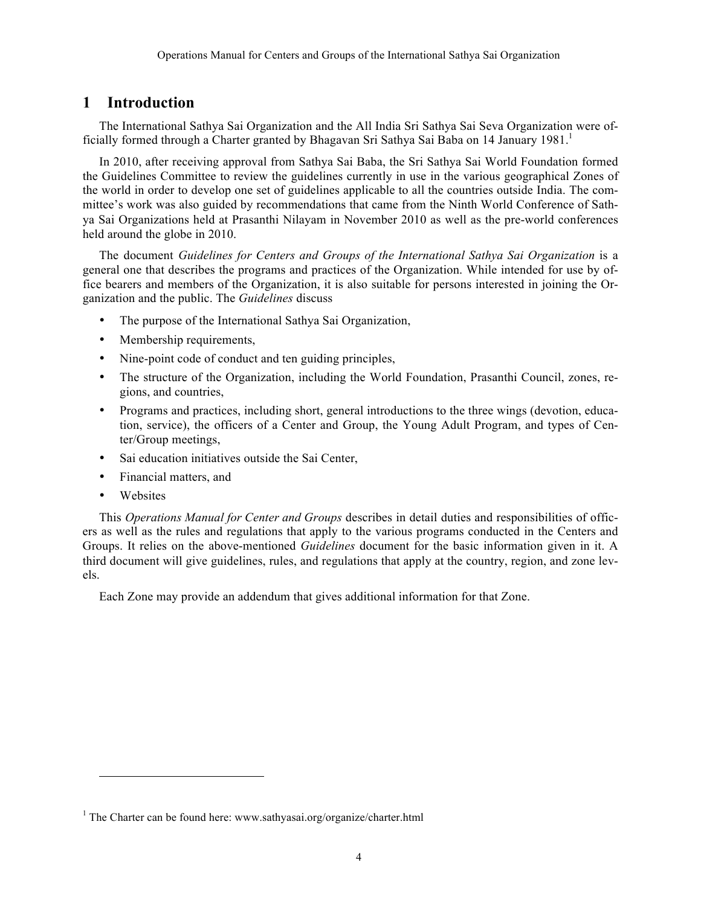# 1 Introduction

The International Sathya Sai Organization and the All India Sri Sathya Sai Seva Organization were officially formed through a Charter granted by Bhagavan Sri Sathya Sai Baba on 14 January 1981.[1]

In 2010, after receiving approval from Sathya Sai Baba, the Sri Sathya Sai World Foundation formed the Guidelines Committee to review the guidelines currently in use in the various geographical Zones of the world in order to develop one set of guidelines applicable to all the countries outside India. The committee's work was also guided by recommendations that came from the Ninth World Conference of Sathya Sai Organizations held at Prasanthi Nilayam in November 2010 as well as the pre-world conferences held around the globe in 2010.

The document *Guidelines for Centers and Groups of the International Sathya Sai Organization* is a general one that describes the programs and practices of the Organization. While intended for use by office bearers and members of the Organization, it is also suitable for persons interested in joining the Organization and the public. The *Guidelines* discuss

- The purpose of the International Sathya Sai Organization,
- Membership requirements,
- Nine-point code of conduct and ten guiding principles,
- The structure of the Organization, including the World Foundation, Prasanthi Council, zones, regions, and countries,
- Programs and practices, including short, general introductions to the three wings (devotion, education, service), the officers of a Center and Group, the Young Adult Program, and types of Center/Group meetings,
- Sai education initiatives outside the Sai Center,
- Financial matters, and
- Websites

This *Operations Manual for Center and Groups* describes in detail duties and responsibilities of officers as well as the rules and regulations that apply to the various programs conducted in the Centers and Groups. It relies on the above-mentioned *Guidelines* document for the basic information given in it. A third document will give guidelines, rules, and regulations that apply at the country, region, and zone levels.

Each Zone may provide an addendum that gives additional information for that Zone.

---

[1] The Charter can be found here: www.sathyasai.org/organize/charter.html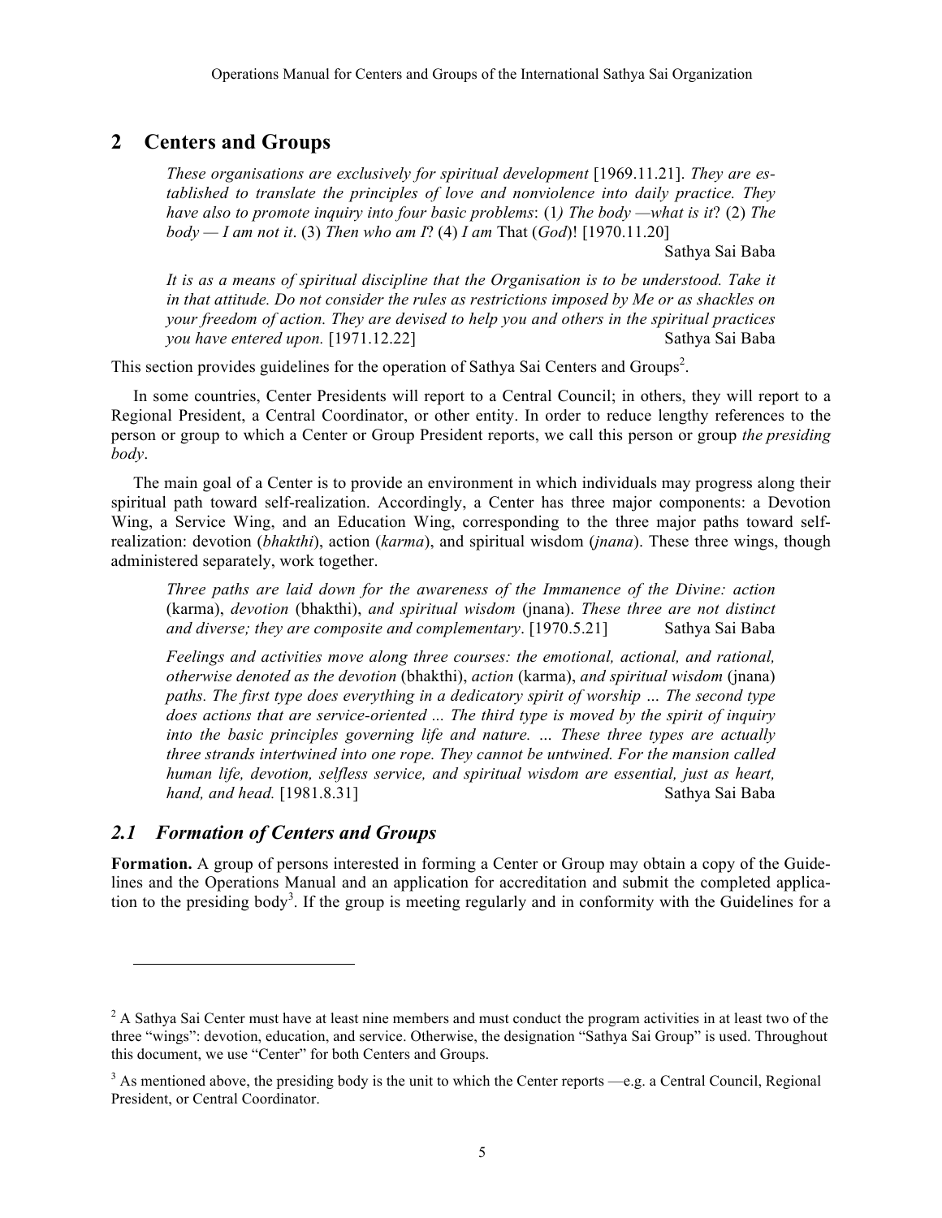## 2 Centers and Groups

> *These organisations are exclusively for spiritual development* [1969.11.21]. *They are established to translate the principles of love and nonviolence into daily practice. They have also to promote inquiry into four basic problems*: (1*) The body —what is it*? (2) *The body — I am not it*. (3) *Then who am I*? (4) *I am* That (*God*)! [1970.11.20]
>
> Sathya Sai Baba

> *It is as a means of spiritual discipline that the Organisation is to be understood. Take it in that attitude. Do not consider the rules as restrictions imposed by Me or as shackles on your freedom of action. They are devised to help you and others in the spiritual practices you have entered upon.* [1971.12.22]
>
> Sathya Sai Baba

This section provides guidelines for the operation of Sathya Sai Centers and Groups[2].

In some countries, Center Presidents will report to a Central Council; in others, they will report to a Regional President, a Central Coordinator, or other entity. In order to reduce lengthy references to the person or group to which a Center or Group President reports, we call this person or group *the presiding body*.

The main goal of a Center is to provide an environment in which individuals may progress along their spiritual path toward self-realization. Accordingly, a Center has three major components: a Devotion Wing, a Service Wing, and an Education Wing, corresponding to the three major paths toward self-realization: devotion (*bhakthi*), action (*karma*), and spiritual wisdom (*jnana*). These three wings, though administered separately, work together.

> *Three paths are laid down for the awareness of the Immanence of the Divine: action* (karma), *devotion* (bhakthi), *and spiritual wisdom* (jnana). *These three are not distinct and diverse; they are composite and complementary*. [1970.5.21]
>
> Sathya Sai Baba

> *Feelings and activities move along three courses: the emotional, actional, and rational, otherwise denoted as the devotion* (bhakthi), *action* (karma), *and spiritual wisdom* (jnana) *paths. The first type does everything in a dedicatory spirit of worship … The second type does actions that are service-oriented ... The third type is moved by the spirit of inquiry into the basic principles governing life and nature. … These three types are actually three strands intertwined into one rope. They cannot be untwined. For the mansion called human life, devotion, selfless service, and spiritual wisdom are essential, just as heart, hand, and head.* [1981.8.31]
>
> Sathya Sai Baba

### *2.1 Formation of Centers and Groups*

**Formation.** A group of persons interested in forming a Center or Group may obtain a copy of the Guidelines and the Operations Manual and an application for accreditation and submit the completed application to the presiding body[3]. If the group is meeting regularly and in conformity with the Guidelines for a

---

[2] A Sathya Sai Center must have at least nine members and must conduct the program activities in at least two of the three "wings": devotion, education, and service. Otherwise, the designation "Sathya Sai Group" is used. Throughout this document, we use "Center" for both Centers and Groups.

[3] As mentioned above, the presiding body is the unit to which the Center reports —e.g. a Central Council, Regional President, or Central Coordinator.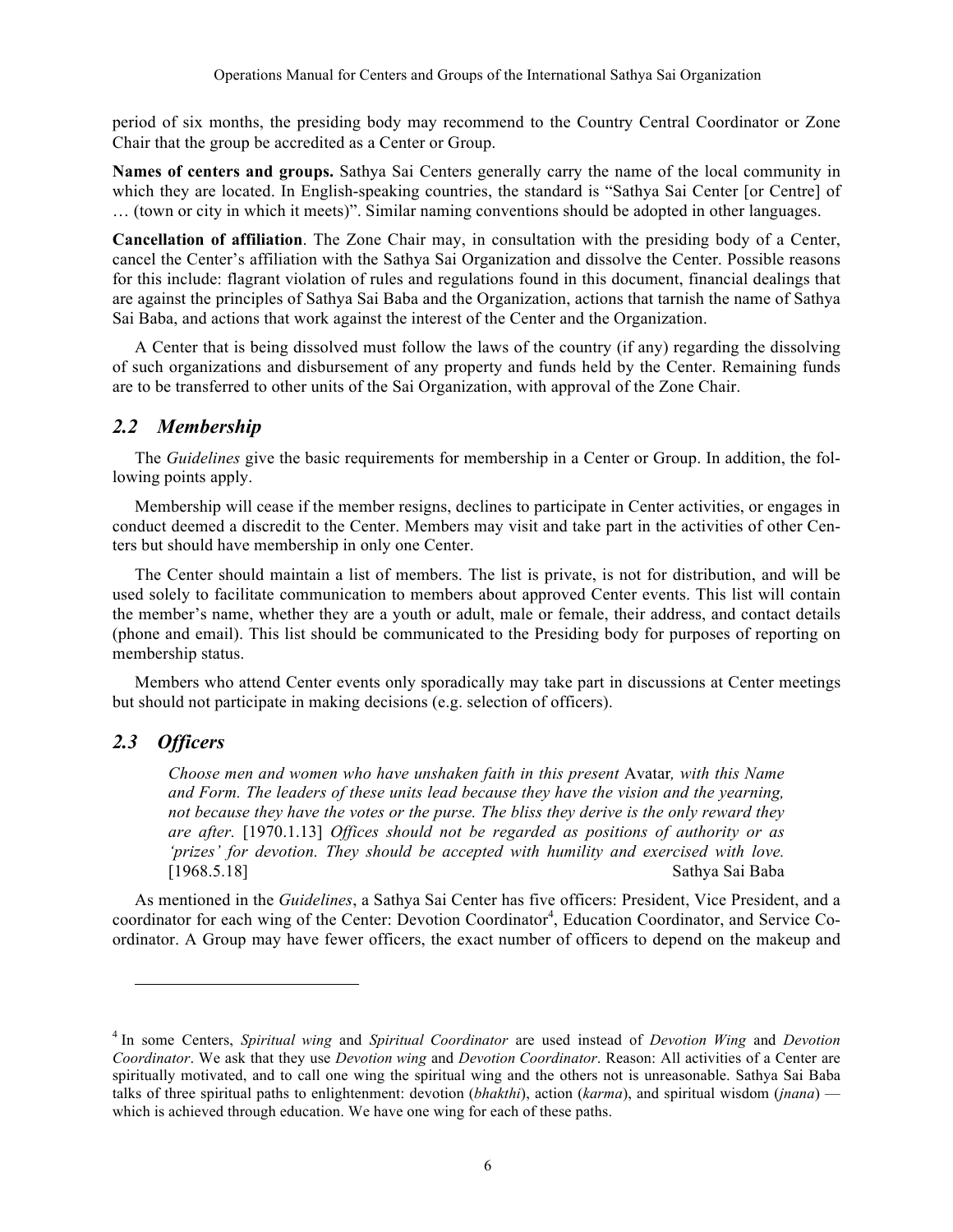period of six months, the presiding body may recommend to the Country Central Coordinator or Zone Chair that the group be accredited as a Center or Group.

**Names of centers and groups.** Sathya Sai Centers generally carry the name of the local community in which they are located. In English-speaking countries, the standard is "Sathya Sai Center [or Centre] of … (town or city in which it meets)". Similar naming conventions should be adopted in other languages.

**Cancellation of affiliation**. The Zone Chair may, in consultation with the presiding body of a Center, cancel the Center's affiliation with the Sathya Sai Organization and dissolve the Center. Possible reasons for this include: flagrant violation of rules and regulations found in this document, financial dealings that are against the principles of Sathya Sai Baba and the Organization, actions that tarnish the name of Sathya Sai Baba, and actions that work against the interest of the Center and the Organization.

A Center that is being dissolved must follow the laws of the country (if any) regarding the dissolving of such organizations and disbursement of any property and funds held by the Center. Remaining funds are to be transferred to other units of the Sai Organization, with approval of the Zone Chair.

## *2.2 Membership*

The *Guidelines* give the basic requirements for membership in a Center or Group. In addition, the following points apply.

Membership will cease if the member resigns, declines to participate in Center activities, or engages in conduct deemed a discredit to the Center. Members may visit and take part in the activities of other Centers but should have membership in only one Center.

The Center should maintain a list of members. The list is private, is not for distribution, and will be used solely to facilitate communication to members about approved Center events. This list will contain the member's name, whether they are a youth or adult, male or female, their address, and contact details (phone and email). This list should be communicated to the Presiding body for purposes of reporting on membership status.

Members who attend Center events only sporadically may take part in discussions at Center meetings but should not participate in making decisions (e.g. selection of officers).

## *2.3 Officers*

> *Choose men and women who have unshaken faith in this present* Avatar*, with this Name and Form. The leaders of these units lead because they have the vision and the yearning, not because they have the votes or the purse. The bliss they derive is the only reward they are after.* [1970.1.13] *Offices should not be regarded as positions of authority or as 'prizes' for devotion. They should be accepted with humility and exercised with love.* [1968.5.18] Sathya Sai Baba

As mentioned in the *Guidelines*, a Sathya Sai Center has five officers: President, Vice President, and a coordinator for each wing of the Center: Devotion Coordinator[4], Education Coordinator, and Service Coordinator. A Group may have fewer officers, the exact number of officers to depend on the makeup and

---

[4] In some Centers, *Spiritual wing* and *Spiritual Coordinator* are used instead of *Devotion Wing* and *Devotion Coordinator*. We ask that they use *Devotion wing* and *Devotion Coordinator*. Reason: All activities of a Center are spiritually motivated, and to call one wing the spiritual wing and the others not is unreasonable. Sathya Sai Baba talks of three spiritual paths to enlightenment: devotion (*bhakthi*), action (*karma*), and spiritual wisdom (*jnana*) — which is achieved through education. We have one wing for each of these paths.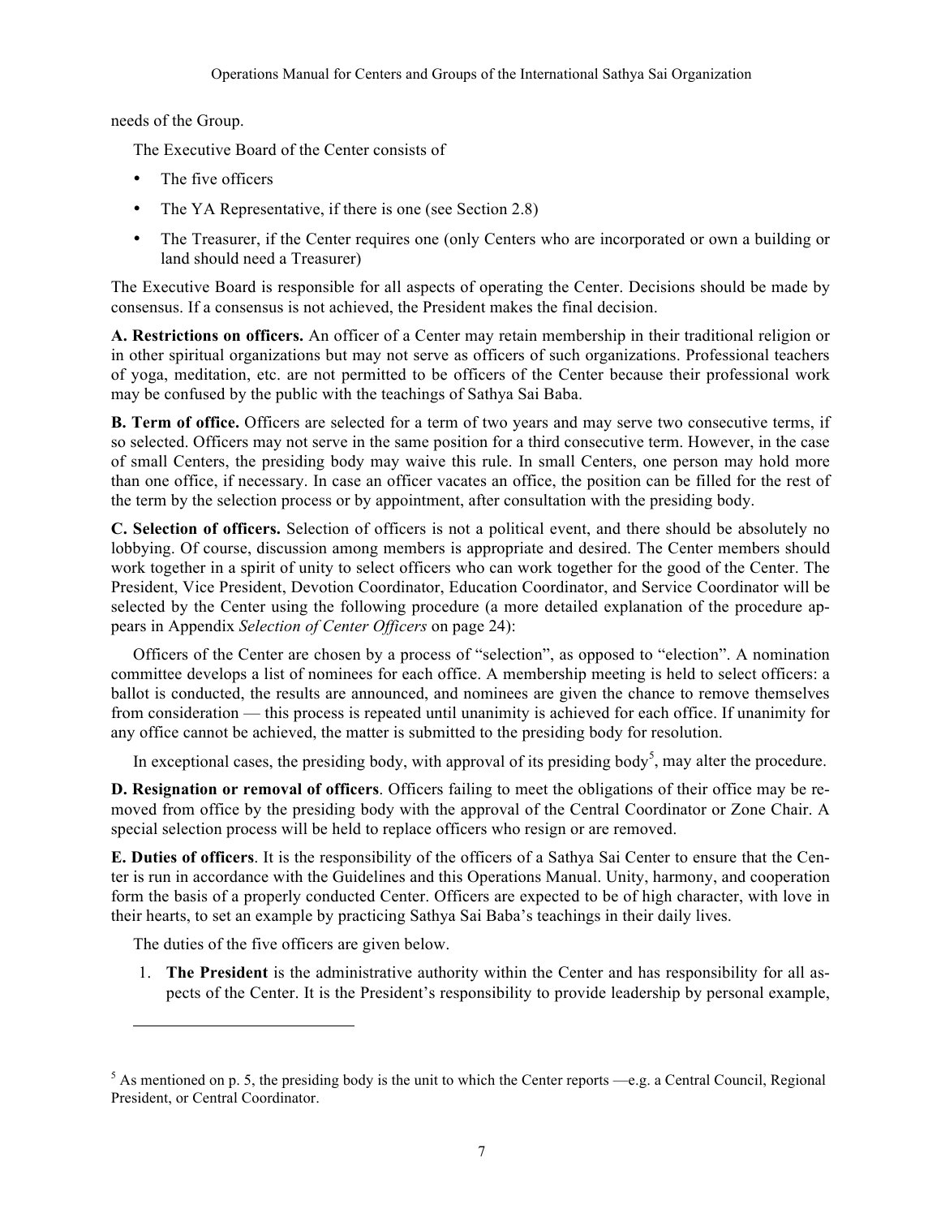needs of the Group.

The Executive Board of the Center consists of

- The five officers
- The YA Representative, if there is one (see Section 2.8)
- The Treasurer, if the Center requires one (only Centers who are incorporated or own a building or land should need a Treasurer)

The Executive Board is responsible for all aspects of operating the Center. Decisions should be made by consensus. If a consensus is not achieved, the President makes the final decision.

**A. Restrictions on officers.** An officer of a Center may retain membership in their traditional religion or in other spiritual organizations but may not serve as officers of such organizations. Professional teachers of yoga, meditation, etc. are not permitted to be officers of the Center because their professional work may be confused by the public with the teachings of Sathya Sai Baba.

**B. Term of office.** Officers are selected for a term of two years and may serve two consecutive terms, if so selected. Officers may not serve in the same position for a third consecutive term. However, in the case of small Centers, the presiding body may waive this rule. In small Centers, one person may hold more than one office, if necessary. In case an officer vacates an office, the position can be filled for the rest of the term by the selection process or by appointment, after consultation with the presiding body.

**C. Selection of officers.** Selection of officers is not a political event, and there should be absolutely no lobbying. Of course, discussion among members is appropriate and desired. The Center members should work together in a spirit of unity to select officers who can work together for the good of the Center. The President, Vice President, Devotion Coordinator, Education Coordinator, and Service Coordinator will be selected by the Center using the following procedure (a more detailed explanation of the procedure appears in Appendix *Selection of Center Officers* on page 24):

Officers of the Center are chosen by a process of "selection", as opposed to "election". A nomination committee develops a list of nominees for each office. A membership meeting is held to select officers: a ballot is conducted, the results are announced, and nominees are given the chance to remove themselves from consideration — this process is repeated until unanimity is achieved for each office. If unanimity for any office cannot be achieved, the matter is submitted to the presiding body for resolution.

In exceptional cases, the presiding body, with approval of its presiding body[5], may alter the procedure.

**D. Resignation or removal of officers**. Officers failing to meet the obligations of their office may be removed from office by the presiding body with the approval of the Central Coordinator or Zone Chair. A special selection process will be held to replace officers who resign or are removed.

**E. Duties of officers**. It is the responsibility of the officers of a Sathya Sai Center to ensure that the Center is run in accordance with the Guidelines and this Operations Manual. Unity, harmony, and cooperation form the basis of a properly conducted Center. Officers are expected to be of high character, with love in their hearts, to set an example by practicing Sathya Sai Baba's teachings in their daily lives.

The duties of the five officers are given below.

1. **The President** is the administrative authority within the Center and has responsibility for all aspects of the Center. It is the President's responsibility to provide leadership by personal example,

---

[5] As mentioned on p. 5, the presiding body is the unit to which the Center reports —e.g. a Central Council, Regional President, or Central Coordinator.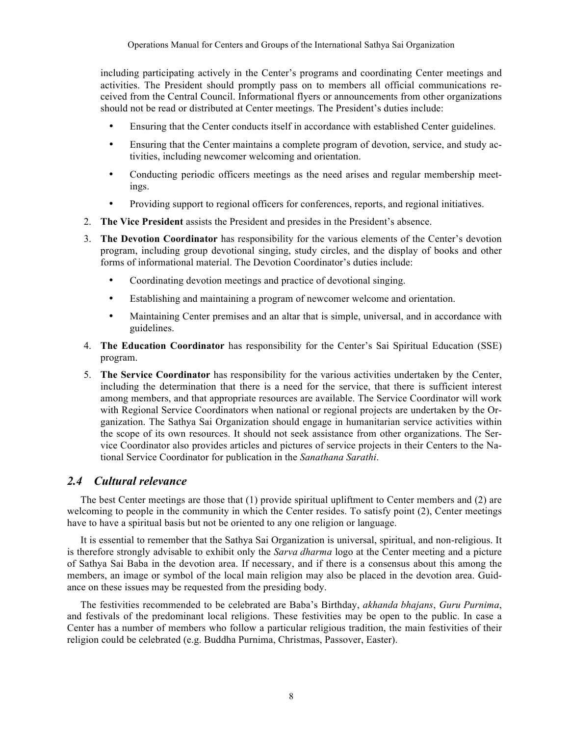including participating actively in the Center's programs and coordinating Center meetings and activities. The President should promptly pass on to members all official communications received from the Central Council. Informational flyers or announcements from other organizations should not be read or distributed at Center meetings. The President's duties include:

- Ensuring that the Center conducts itself in accordance with established Center guidelines.
- Ensuring that the Center maintains a complete program of devotion, service, and study activities, including newcomer welcoming and orientation.
- Conducting periodic officers meetings as the need arises and regular membership meetings.
- Providing support to regional officers for conferences, reports, and regional initiatives.

2. **The Vice President** assists the President and presides in the President's absence.
3. **The Devotion Coordinator** has responsibility for the various elements of the Center's devotion program, including group devotional singing, study circles, and the display of books and other forms of informational material. The Devotion Coordinator's duties include:
   - Coordinating devotion meetings and practice of devotional singing.
   - Establishing and maintaining a program of newcomer welcome and orientation.
   - Maintaining Center premises and an altar that is simple, universal, and in accordance with guidelines.
4. **The Education Coordinator** has responsibility for the Center's Sai Spiritual Education (SSE) program.
5. **The Service Coordinator** has responsibility for the various activities undertaken by the Center, including the determination that there is a need for the service, that there is sufficient interest among members, and that appropriate resources are available. The Service Coordinator will work with Regional Service Coordinators when national or regional projects are undertaken by the Organization. The Sathya Sai Organization should engage in humanitarian service activities within the scope of its own resources. It should not seek assistance from other organizations. The Service Coordinator also provides articles and pictures of service projects in their Centers to the National Service Coordinator for publication in the *Sanathana Sarathi*.

## *2.4 Cultural relevance*

The best Center meetings are those that (1) provide spiritual upliftment to Center members and (2) are welcoming to people in the community in which the Center resides. To satisfy point (2), Center meetings have to have a spiritual basis but not be oriented to any one religion or language.

It is essential to remember that the Sathya Sai Organization is universal, spiritual, and non-religious. It is therefore strongly advisable to exhibit only the *Sarva dharma* logo at the Center meeting and a picture of Sathya Sai Baba in the devotion area. If necessary, and if there is a consensus about this among the members, an image or symbol of the local main religion may also be placed in the devotion area. Guidance on these issues may be requested from the presiding body.

The festivities recommended to be celebrated are Baba's Birthday, *akhanda bhajans*, *Guru Purnima*, and festivals of the predominant local religions. These festivities may be open to the public. In case a Center has a number of members who follow a particular religious tradition, the main festivities of their religion could be celebrated (e.g. Buddha Purnima, Christmas, Passover, Easter).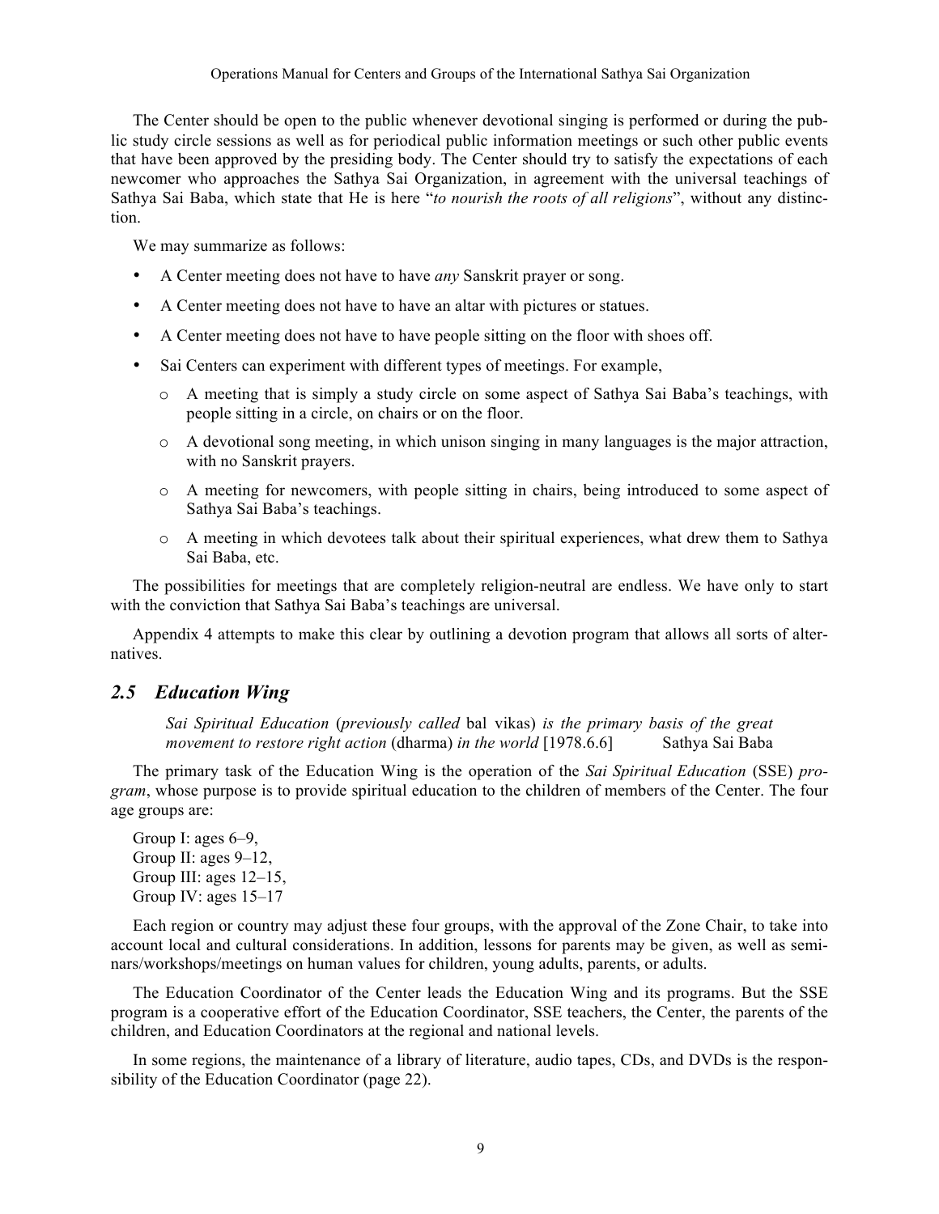The Center should be open to the public whenever devotional singing is performed or during the public study circle sessions as well as for periodical public information meetings or such other public events that have been approved by the presiding body. The Center should try to satisfy the expectations of each newcomer who approaches the Sathya Sai Organization, in agreement with the universal teachings of Sathya Sai Baba, which state that He is here "*to nourish the roots of all religions*", without any distinction.

We may summarize as follows:

- A Center meeting does not have to have *any* Sanskrit prayer or song.
- A Center meeting does not have to have an altar with pictures or statues.
- A Center meeting does not have to have people sitting on the floor with shoes off.
- Sai Centers can experiment with different types of meetings. For example,
  - A meeting that is simply a study circle on some aspect of Sathya Sai Baba's teachings, with people sitting in a circle, on chairs or on the floor.
  - A devotional song meeting, in which unison singing in many languages is the major attraction, with no Sanskrit prayers.
  - A meeting for newcomers, with people sitting in chairs, being introduced to some aspect of Sathya Sai Baba's teachings.
  - A meeting in which devotees talk about their spiritual experiences, what drew them to Sathya Sai Baba, etc.

The possibilities for meetings that are completely religion-neutral are endless. We have only to start with the conviction that Sathya Sai Baba's teachings are universal.

Appendix 4 attempts to make this clear by outlining a devotion program that allows all sorts of alternatives.

## *2.5 Education Wing*

> *Sai Spiritual Education* (*previously called* bal vikas) *is the primary basis of the great movement to restore right action* (dharma) *in the world* [1978.6.6] Sathya Sai Baba

The primary task of the Education Wing is the operation of the *Sai Spiritual Education* (SSE) *program*, whose purpose is to provide spiritual education to the children of members of the Center. The four age groups are:

Group I: ages 6–9,
Group II: ages 9–12,
Group III: ages 12–15,
Group IV: ages 15–17

Each region or country may adjust these four groups, with the approval of the Zone Chair, to take into account local and cultural considerations. In addition, lessons for parents may be given, as well as seminars/workshops/meetings on human values for children, young adults, parents, or adults.

The Education Coordinator of the Center leads the Education Wing and its programs. But the SSE program is a cooperative effort of the Education Coordinator, SSE teachers, the Center, the parents of the children, and Education Coordinators at the regional and national levels.

In some regions, the maintenance of a library of literature, audio tapes, CDs, and DVDs is the responsibility of the Education Coordinator (page 22).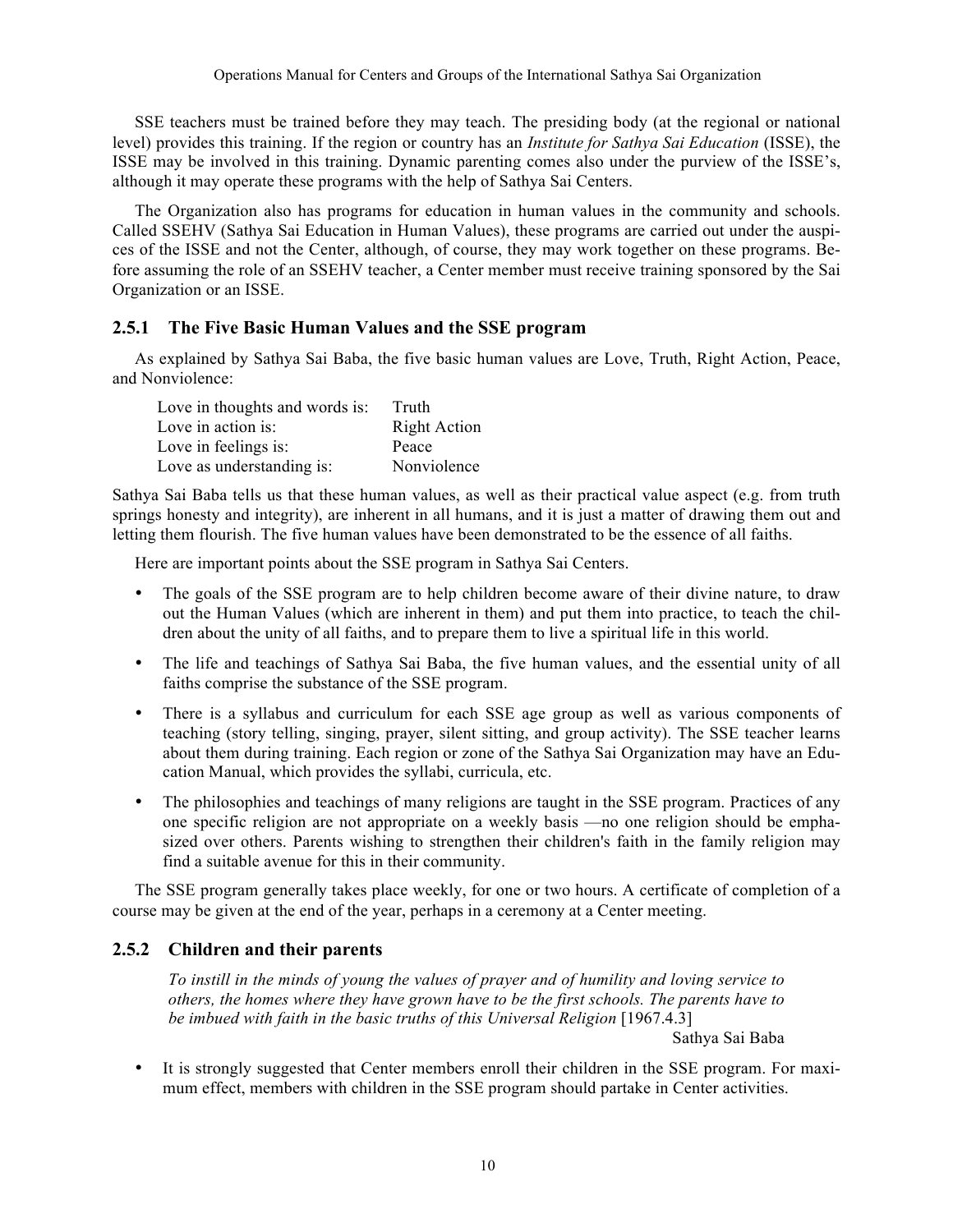SSE teachers must be trained before they may teach. The presiding body (at the regional or national level) provides this training. If the region or country has an *Institute for Sathya Sai Education* (ISSE), the ISSE may be involved in this training. Dynamic parenting comes also under the purview of the ISSE's, although it may operate these programs with the help of Sathya Sai Centers.

The Organization also has programs for education in human values in the community and schools. Called SSEHV (Sathya Sai Education in Human Values), these programs are carried out under the auspices of the ISSE and not the Center, although, of course, they may work together on these programs. Before assuming the role of an SSEHV teacher, a Center member must receive training sponsored by the Sai Organization or an ISSE.

### 2.5.1 The Five Basic Human Values and the SSE program

As explained by Sathya Sai Baba, the five basic human values are Love, Truth, Right Action, Peace, and Nonviolence:

| | |
|---|---|
| Love in thoughts and words is: | Truth |
| Love in action is: | Right Action |
| Love in feelings is: | Peace |
| Love as understanding is: | Nonviolence |

Sathya Sai Baba tells us that these human values, as well as their practical value aspect (e.g. from truth springs honesty and integrity), are inherent in all humans, and it is just a matter of drawing them out and letting them flourish. The five human values have been demonstrated to be the essence of all faiths.

Here are important points about the SSE program in Sathya Sai Centers.

- The goals of the SSE program are to help children become aware of their divine nature, to draw out the Human Values (which are inherent in them) and put them into practice, to teach the children about the unity of all faiths, and to prepare them to live a spiritual life in this world.
- The life and teachings of Sathya Sai Baba, the five human values, and the essential unity of all faiths comprise the substance of the SSE program.
- There is a syllabus and curriculum for each SSE age group as well as various components of teaching (story telling, singing, prayer, silent sitting, and group activity). The SSE teacher learns about them during training. Each region or zone of the Sathya Sai Organization may have an Education Manual, which provides the syllabi, curricula, etc.
- The philosophies and teachings of many religions are taught in the SSE program. Practices of any one specific religion are not appropriate on a weekly basis —no one religion should be emphasized over others. Parents wishing to strengthen their children's faith in the family religion may find a suitable avenue for this in their community.

The SSE program generally takes place weekly, for one or two hours. A certificate of completion of a course may be given at the end of the year, perhaps in a ceremony at a Center meeting.

### 2.5.2 Children and their parents

> *To instill in the minds of young the values of prayer and of humility and loving service to others, the homes where they have grown have to be the first schools. The parents have to be imbued with faith in the basic truths of this Universal Religion* [1967.4.3]
>
> Sathya Sai Baba

- It is strongly suggested that Center members enroll their children in the SSE program. For maximum effect, members with children in the SSE program should partake in Center activities.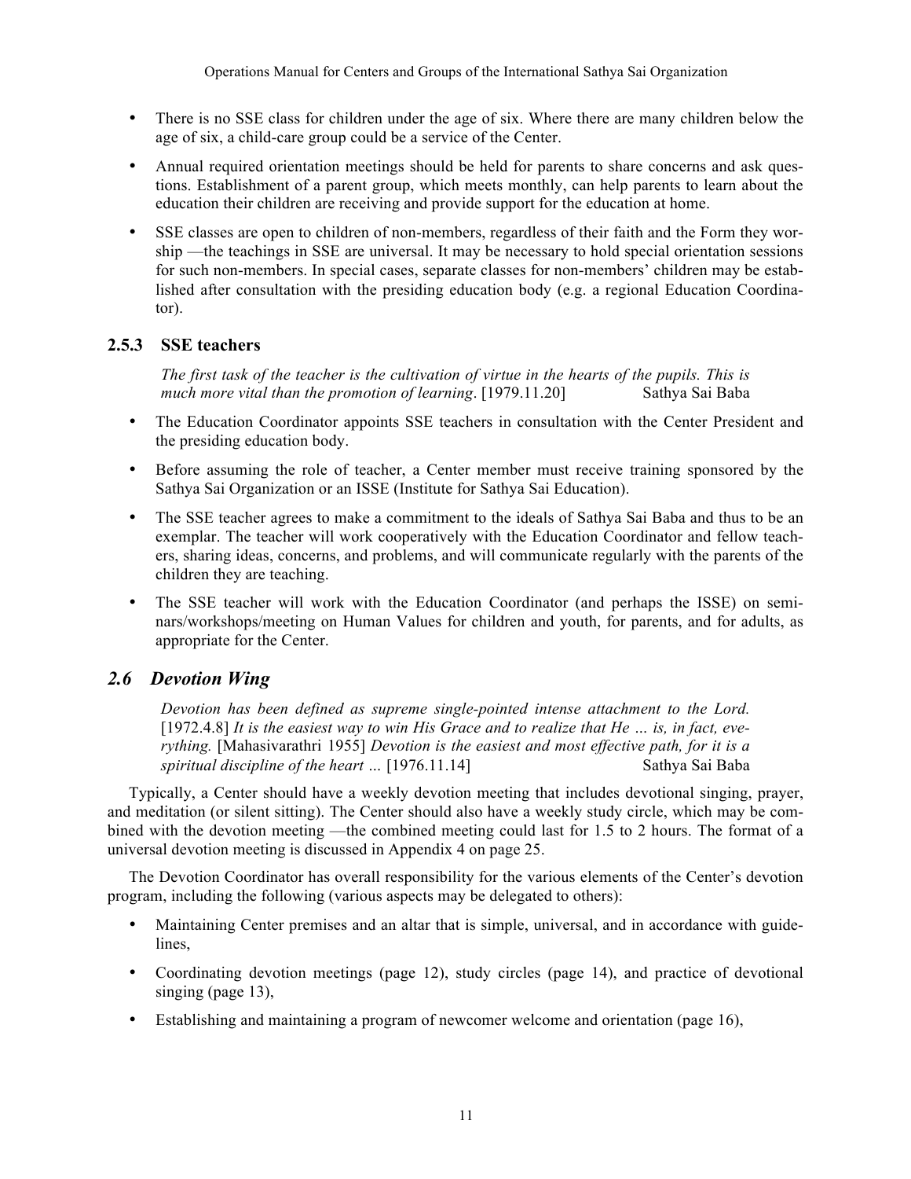- There is no SSE class for children under the age of six. Where there are many children below the age of six, a child-care group could be a service of the Center.
- Annual required orientation meetings should be held for parents to share concerns and ask questions. Establishment of a parent group, which meets monthly, can help parents to learn about the education their children are receiving and provide support for the education at home.
- SSE classes are open to children of non-members, regardless of their faith and the Form they worship —the teachings in SSE are universal. It may be necessary to hold special orientation sessions for such non-members. In special cases, separate classes for non-members' children may be established after consultation with the presiding education body (e.g. a regional Education Coordinator).

### 2.5.3 SSE teachers

> *The first task of the teacher is the cultivation of virtue in the hearts of the pupils. This is much more vital than the promotion of learning*. [1979.11.20] Sathya Sai Baba

- The Education Coordinator appoints SSE teachers in consultation with the Center President and the presiding education body.
- Before assuming the role of teacher, a Center member must receive training sponsored by the Sathya Sai Organization or an ISSE (Institute for Sathya Sai Education).
- The SSE teacher agrees to make a commitment to the ideals of Sathya Sai Baba and thus to be an exemplar. The teacher will work cooperatively with the Education Coordinator and fellow teachers, sharing ideas, concerns, and problems, and will communicate regularly with the parents of the children they are teaching.
- The SSE teacher will work with the Education Coordinator (and perhaps the ISSE) on seminars/workshops/meeting on Human Values for children and youth, for parents, and for adults, as appropriate for the Center.

## *2.6 Devotion Wing*

> *Devotion has been defined as supreme single-pointed intense attachment to the Lord.* [1972.4.8] *It is the easiest way to win His Grace and to realize that He … is, in fact, everything.* [Mahasivarathri 1955] *Devotion is the easiest and most effective path, for it is a spiritual discipline of the heart …* [1976.11.14] Sathya Sai Baba

Typically, a Center should have a weekly devotion meeting that includes devotional singing, prayer, and meditation (or silent sitting). The Center should also have a weekly study circle, which may be combined with the devotion meeting —the combined meeting could last for 1.5 to 2 hours. The format of a universal devotion meeting is discussed in Appendix 4 on page 25.

The Devotion Coordinator has overall responsibility for the various elements of the Center's devotion program, including the following (various aspects may be delegated to others):

- Maintaining Center premises and an altar that is simple, universal, and in accordance with guidelines,
- Coordinating devotion meetings (page 12), study circles (page 14), and practice of devotional singing (page 13),
- Establishing and maintaining a program of newcomer welcome and orientation (page 16),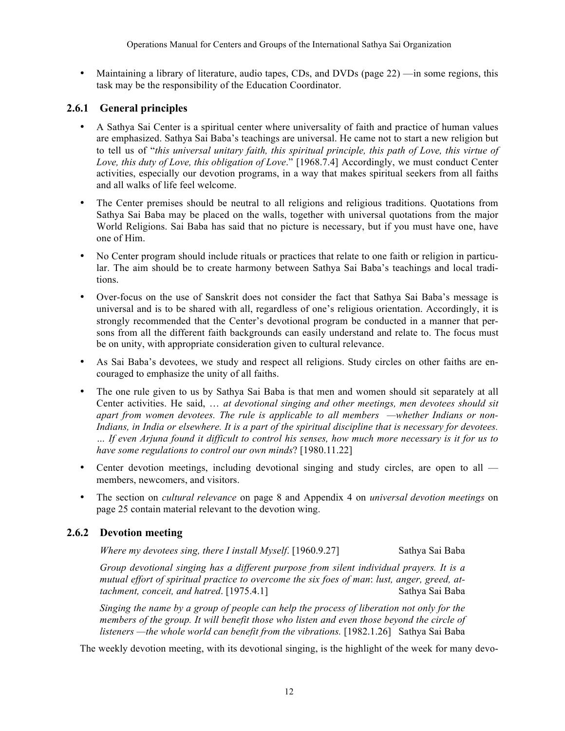- Maintaining a library of literature, audio tapes, CDs, and DVDs (page 22) —in some regions, this task may be the responsibility of the Education Coordinator.

### 2.6.1 General principles

- A Sathya Sai Center is a spiritual center where universality of faith and practice of human values are emphasized. Sathya Sai Baba's teachings are universal. He came not to start a new religion but to tell us of "*this universal unitary faith, this spiritual principle, this path of Love, this virtue of Love, this duty of Love, this obligation of Love*." [1968.7.4] Accordingly, we must conduct Center activities, especially our devotion programs, in a way that makes spiritual seekers from all faiths and all walks of life feel welcome.
- The Center premises should be neutral to all religions and religious traditions. Quotations from Sathya Sai Baba may be placed on the walls, together with universal quotations from the major World Religions. Sai Baba has said that no picture is necessary, but if you must have one, have one of Him.
- No Center program should include rituals or practices that relate to one faith or religion in particular. The aim should be to create harmony between Sathya Sai Baba's teachings and local traditions.
- Over-focus on the use of Sanskrit does not consider the fact that Sathya Sai Baba's message is universal and is to be shared with all, regardless of one's religious orientation. Accordingly, it is strongly recommended that the Center's devotional program be conducted in a manner that persons from all the different faith backgrounds can easily understand and relate to. The focus must be on unity, with appropriate consideration given to cultural relevance.
- As Sai Baba's devotees, we study and respect all religions. Study circles on other faiths are encouraged to emphasize the unity of all faiths.
- The one rule given to us by Sathya Sai Baba is that men and women should sit separately at all Center activities. He said, … *at devotional singing and other meetings, men devotees should sit apart from women devotees. The rule is applicable to all members —whether Indians or non-Indians, in India or elsewhere. It is a part of the spiritual discipline that is necessary for devotees. … If even Arjuna found it difficult to control his senses, how much more necessary is it for us to have some regulations to control our own minds*? [1980.11.22]
- Center devotion meetings, including devotional singing and study circles, are open to all — members, newcomers, and visitors.
- The section on *cultural relevance* on page 8 and Appendix 4 on *universal devotion meetings* on page 25 contain material relevant to the devotion wing.

### 2.6.2 Devotion meeting

*Where my devotees sing, there I install Myself*. [1960.9.27] Sathya Sai Baba

*Group devotional singing has a different purpose from silent individual prayers. It is a mutual effort of spiritual practice to overcome the six foes of man*: *lust, anger, greed, attachment, conceit, and hatred*. [1975.4.1] Sathya Sai Baba

*Singing the name by a group of people can help the process of liberation not only for the members of the group. It will benefit those who listen and even those beyond the circle of listeners —the whole world can benefit from the vibrations.* [1982.1.26] Sathya Sai Baba

The weekly devotion meeting, with its devotional singing, is the highlight of the week for many devo-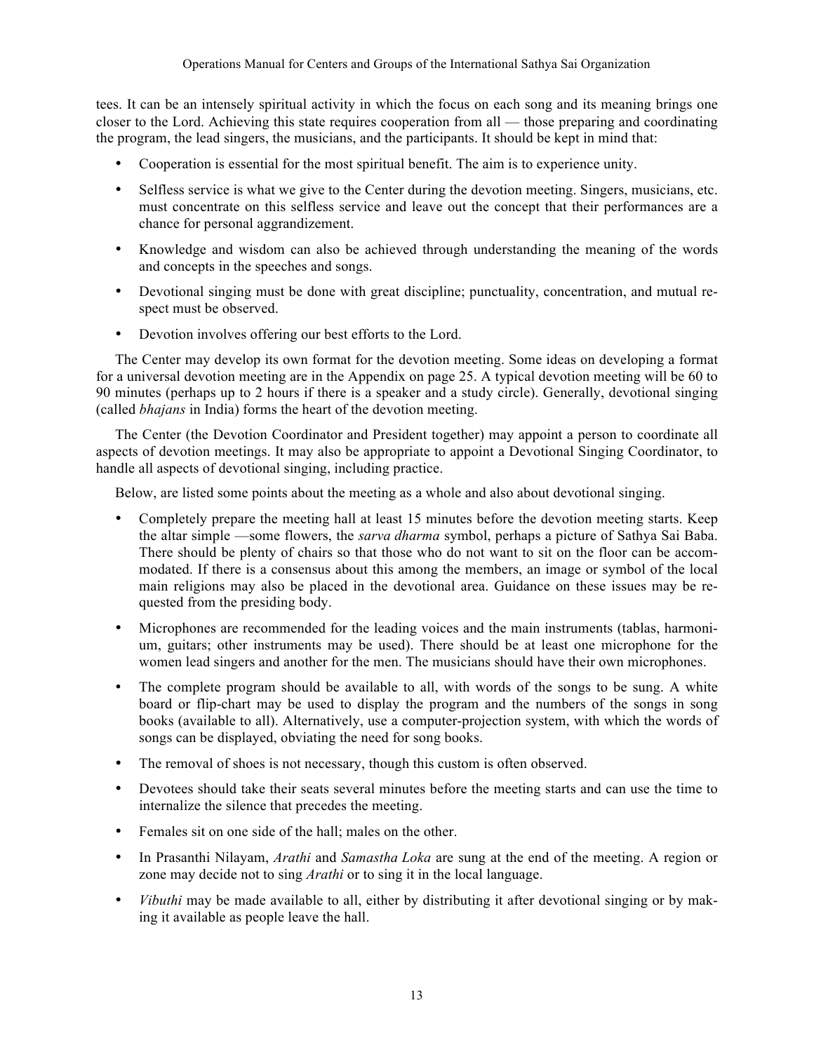tees. It can be an intensely spiritual activity in which the focus on each song and its meaning brings one closer to the Lord. Achieving this state requires cooperation from all — those preparing and coordinating the program, the lead singers, the musicians, and the participants. It should be kept in mind that:

- Cooperation is essential for the most spiritual benefit. The aim is to experience unity.
- Selfless service is what we give to the Center during the devotion meeting. Singers, musicians, etc. must concentrate on this selfless service and leave out the concept that their performances are a chance for personal aggrandizement.
- Knowledge and wisdom can also be achieved through understanding the meaning of the words and concepts in the speeches and songs.
- Devotional singing must be done with great discipline; punctuality, concentration, and mutual respect must be observed.
- Devotion involves offering our best efforts to the Lord.

The Center may develop its own format for the devotion meeting. Some ideas on developing a format for a universal devotion meeting are in the Appendix on page 25. A typical devotion meeting will be 60 to 90 minutes (perhaps up to 2 hours if there is a speaker and a study circle). Generally, devotional singing (called *bhajans* in India) forms the heart of the devotion meeting.

The Center (the Devotion Coordinator and President together) may appoint a person to coordinate all aspects of devotion meetings. It may also be appropriate to appoint a Devotional Singing Coordinator, to handle all aspects of devotional singing, including practice.

Below, are listed some points about the meeting as a whole and also about devotional singing.

- Completely prepare the meeting hall at least 15 minutes before the devotion meeting starts. Keep the altar simple —some flowers, the *sarva dharma* symbol, perhaps a picture of Sathya Sai Baba. There should be plenty of chairs so that those who do not want to sit on the floor can be accommodated. If there is a consensus about this among the members, an image or symbol of the local main religions may also be placed in the devotional area. Guidance on these issues may be requested from the presiding body.
- Microphones are recommended for the leading voices and the main instruments (tablas, harmonium, guitars; other instruments may be used). There should be at least one microphone for the women lead singers and another for the men. The musicians should have their own microphones.
- The complete program should be available to all, with words of the songs to be sung. A white board or flip-chart may be used to display the program and the numbers of the songs in song books (available to all). Alternatively, use a computer-projection system, with which the words of songs can be displayed, obviating the need for song books.
- The removal of shoes is not necessary, though this custom is often observed.
- Devotees should take their seats several minutes before the meeting starts and can use the time to internalize the silence that precedes the meeting.
- Females sit on one side of the hall; males on the other.
- In Prasanthi Nilayam, *Arathi* and *Samastha Loka* are sung at the end of the meeting. A region or zone may decide not to sing *Arathi* or to sing it in the local language.
- *Vibuthi* may be made available to all, either by distributing it after devotional singing or by making it available as people leave the hall.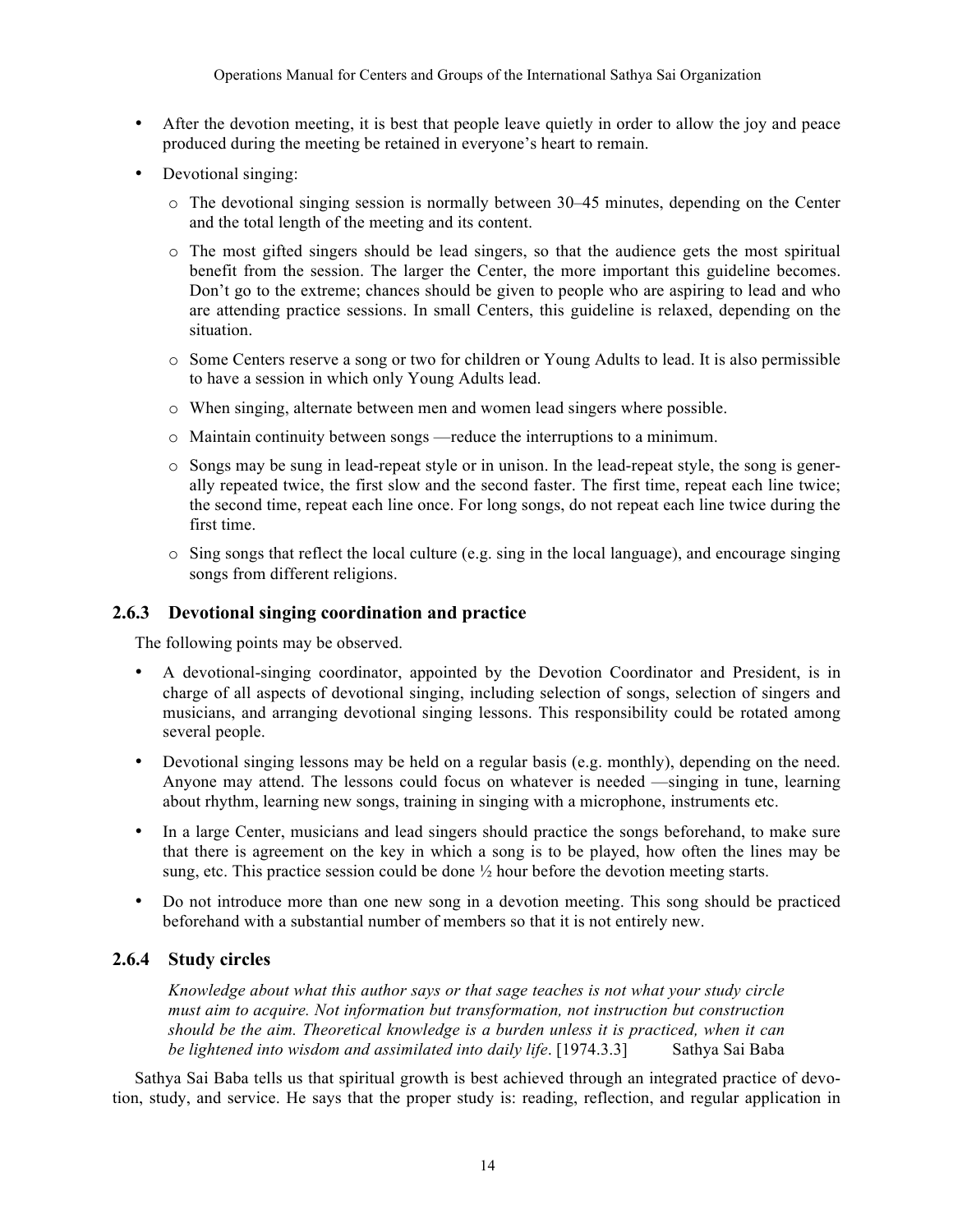- After the devotion meeting, it is best that people leave quietly in order to allow the joy and peace produced during the meeting be retained in everyone's heart to remain.
- Devotional singing:
  - The devotional singing session is normally between 30–45 minutes, depending on the Center and the total length of the meeting and its content.
  - The most gifted singers should be lead singers, so that the audience gets the most spiritual benefit from the session. The larger the Center, the more important this guideline becomes. Don't go to the extreme; chances should be given to people who are aspiring to lead and who are attending practice sessions. In small Centers, this guideline is relaxed, depending on the situation.
  - Some Centers reserve a song or two for children or Young Adults to lead. It is also permissible to have a session in which only Young Adults lead.
  - When singing, alternate between men and women lead singers where possible.
  - Maintain continuity between songs —reduce the interruptions to a minimum.
  - Songs may be sung in lead-repeat style or in unison. In the lead-repeat style, the song is generally repeated twice, the first slow and the second faster. The first time, repeat each line twice; the second time, repeat each line once. For long songs, do not repeat each line twice during the first time.
  - Sing songs that reflect the local culture (e.g. sing in the local language), and encourage singing songs from different religions.

### 2.6.3 Devotional singing coordination and practice

The following points may be observed.

- A devotional-singing coordinator, appointed by the Devotion Coordinator and President, is in charge of all aspects of devotional singing, including selection of songs, selection of singers and musicians, and arranging devotional singing lessons. This responsibility could be rotated among several people.
- Devotional singing lessons may be held on a regular basis (e.g. monthly), depending on the need. Anyone may attend. The lessons could focus on whatever is needed —singing in tune, learning about rhythm, learning new songs, training in singing with a microphone, instruments etc.
- In a large Center, musicians and lead singers should practice the songs beforehand, to make sure that there is agreement on the key in which a song is to be played, how often the lines may be sung, etc. This practice session could be done ½ hour before the devotion meeting starts.
- Do not introduce more than one new song in a devotion meeting. This song should be practiced beforehand with a substantial number of members so that it is not entirely new.

### 2.6.4 Study circles

> *Knowledge about what this author says or that sage teaches is not what your study circle must aim to acquire. Not information but transformation, not instruction but construction should be the aim. Theoretical knowledge is a burden unless it is practiced, when it can be lightened into wisdom and assimilated into daily life*. [1974.3.3] Sathya Sai Baba

Sathya Sai Baba tells us that spiritual growth is best achieved through an integrated practice of devotion, study, and service. He says that the proper study is: reading, reflection, and regular application in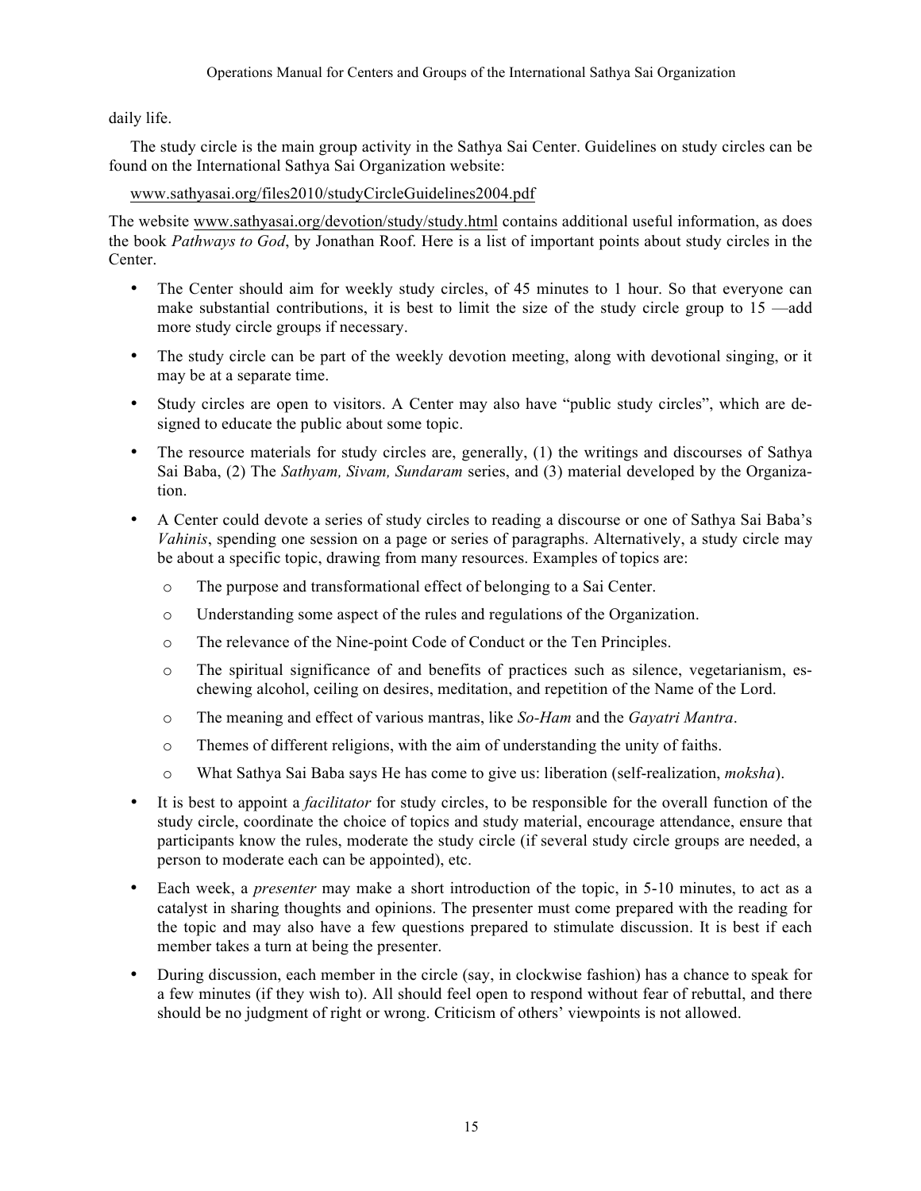daily life.

The study circle is the main group activity in the Sathya Sai Center. Guidelines on study circles can be found on the International Sathya Sai Organization website:

www.sathyasai.org/files2010/studyCircleGuidelines2004.pdf

The website www.sathyasai.org/devotion/study/study.html contains additional useful information, as does the book *Pathways to God*, by Jonathan Roof. Here is a list of important points about study circles in the Center.

- The Center should aim for weekly study circles, of 45 minutes to 1 hour. So that everyone can make substantial contributions, it is best to limit the size of the study circle group to 15 —add more study circle groups if necessary.
- The study circle can be part of the weekly devotion meeting, along with devotional singing, or it may be at a separate time.
- Study circles are open to visitors. A Center may also have "public study circles", which are designed to educate the public about some topic.
- The resource materials for study circles are, generally, (1) the writings and discourses of Sathya Sai Baba, (2) The *Sathyam, Sivam, Sundaram* series, and (3) material developed by the Organization.
- A Center could devote a series of study circles to reading a discourse or one of Sathya Sai Baba's *Vahinis*, spending one session on a page or series of paragraphs. Alternatively, a study circle may be about a specific topic, drawing from many resources. Examples of topics are:
  - The purpose and transformational effect of belonging to a Sai Center.
  - Understanding some aspect of the rules and regulations of the Organization.
  - The relevance of the Nine-point Code of Conduct or the Ten Principles.
  - The spiritual significance of and benefits of practices such as silence, vegetarianism, eschewing alcohol, ceiling on desires, meditation, and repetition of the Name of the Lord.
  - The meaning and effect of various mantras, like *So-Ham* and the *Gayatri Mantra*.
  - Themes of different religions, with the aim of understanding the unity of faiths.
  - What Sathya Sai Baba says He has come to give us: liberation (self-realization, *moksha*).
- It is best to appoint a *facilitator* for study circles, to be responsible for the overall function of the study circle, coordinate the choice of topics and study material, encourage attendance, ensure that participants know the rules, moderate the study circle (if several study circle groups are needed, a person to moderate each can be appointed), etc.
- Each week, a *presenter* may make a short introduction of the topic, in 5-10 minutes, to act as a catalyst in sharing thoughts and opinions. The presenter must come prepared with the reading for the topic and may also have a few questions prepared to stimulate discussion. It is best if each member takes a turn at being the presenter.
- During discussion, each member in the circle (say, in clockwise fashion) has a chance to speak for a few minutes (if they wish to). All should feel open to respond without fear of rebuttal, and there should be no judgment of right or wrong. Criticism of others' viewpoints is not allowed.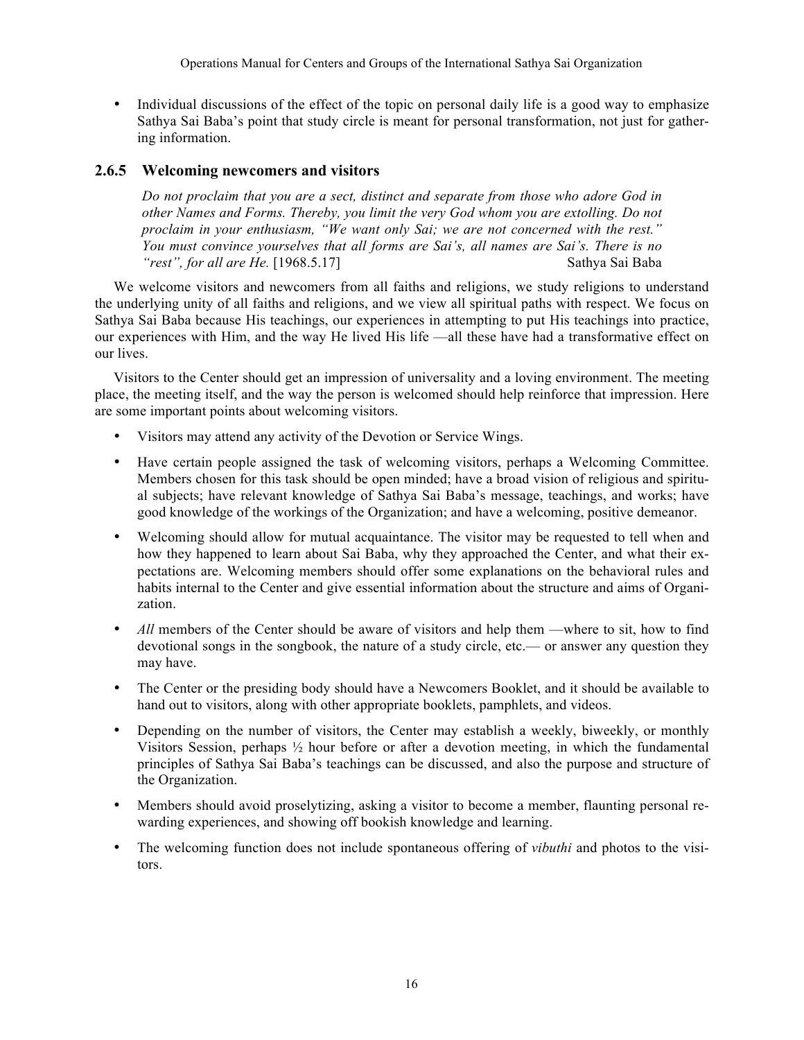- Individual discussions of the effect of the topic on personal daily life is a good way to emphasize Sathya Sai Baba's point that study circle is meant for personal transformation, not just for gathering information.

### 2.6.5 Welcoming newcomers and visitors

> *Do not proclaim that you are a sect, distinct and separate from those who adore God in other Names and Forms. Thereby, you limit the very God whom you are extolling. Do not proclaim in your enthusiasm, "We want only Sai; we are not concerned with the rest." You must convince yourselves that all forms are Sai's, all names are Sai's. There is no "rest", for all are He.* [1968.5.17] Sathya Sai Baba

We welcome visitors and newcomers from all faiths and religions, we study religions to understand the underlying unity of all faiths and religions, and we view all spiritual paths with respect. We focus on Sathya Sai Baba because His teachings, our experiences in attempting to put His teachings into practice, our experiences with Him, and the way He lived His life —all these have had a transformative effect on our lives.

Visitors to the Center should get an impression of universality and a loving environment. The meeting place, the meeting itself, and the way the person is welcomed should help reinforce that impression. Here are some important points about welcoming visitors.

- Visitors may attend any activity of the Devotion or Service Wings.
- Have certain people assigned the task of welcoming visitors, perhaps a Welcoming Committee. Members chosen for this task should be open minded; have a broad vision of religious and spiritual subjects; have relevant knowledge of Sathya Sai Baba's message, teachings, and works; have good knowledge of the workings of the Organization; and have a welcoming, positive demeanor.
- Welcoming should allow for mutual acquaintance. The visitor may be requested to tell when and how they happened to learn about Sai Baba, why they approached the Center, and what their expectations are. Welcoming members should offer some explanations on the behavioral rules and habits internal to the Center and give essential information about the structure and aims of Organization.
- *All* members of the Center should be aware of visitors and help them —where to sit, how to find devotional songs in the songbook, the nature of a study circle, etc.— or answer any question they may have.
- The Center or the presiding body should have a Newcomers Booklet, and it should be available to hand out to visitors, along with other appropriate booklets, pamphlets, and videos.
- Depending on the number of visitors, the Center may establish a weekly, biweekly, or monthly Visitors Session, perhaps ½ hour before or after a devotion meeting, in which the fundamental principles of Sathya Sai Baba's teachings can be discussed, and also the purpose and structure of the Organization.
- Members should avoid proselytizing, asking a visitor to become a member, flaunting personal rewarding experiences, and showing off bookish knowledge and learning.
- The welcoming function does not include spontaneous offering of *vibuthi* and photos to the visitors.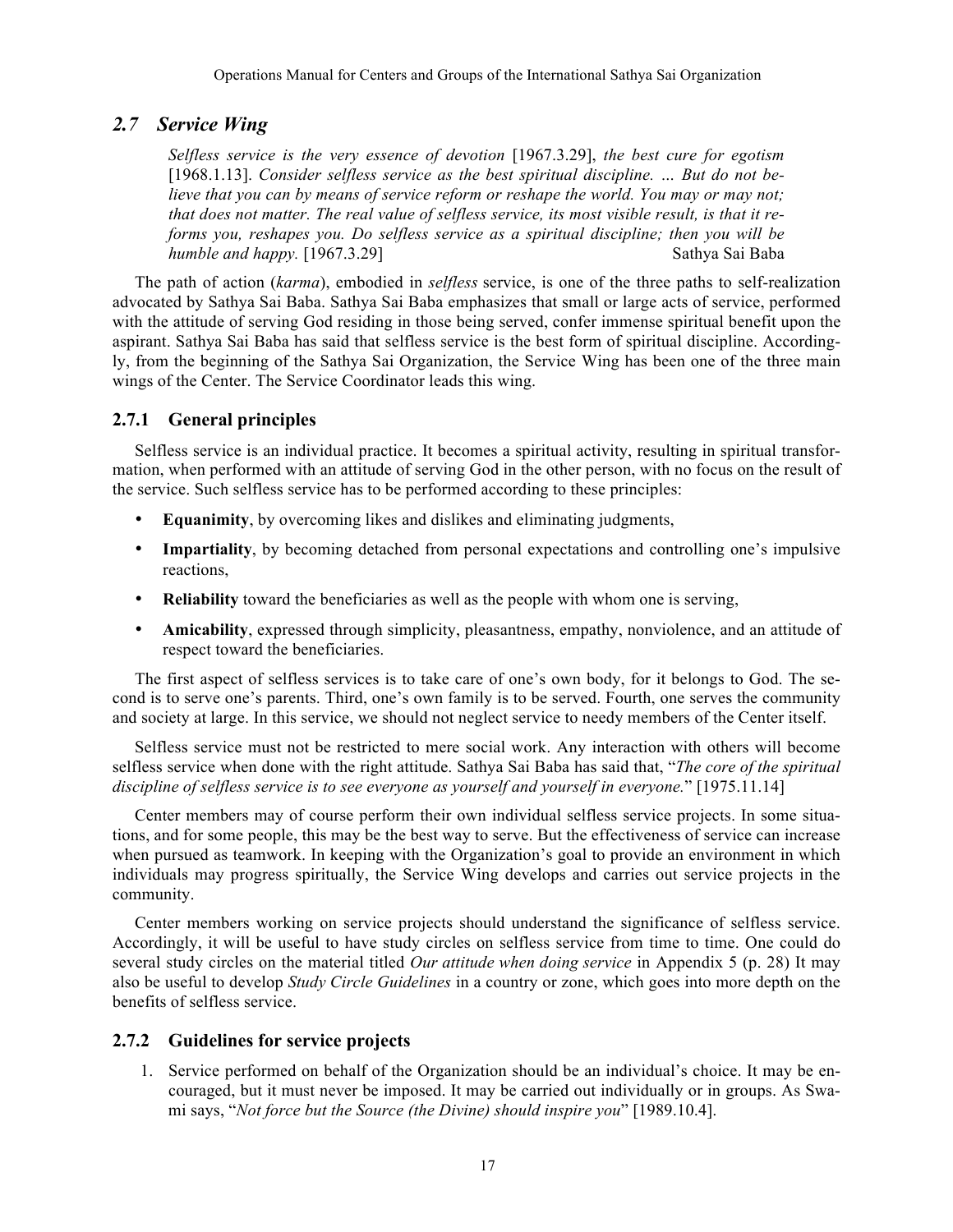## *2.7 Service Wing*

> *Selfless service is the very essence of devotion* [1967.3.29], *the best cure for egotism* [1968.1.13]. *Consider selfless service as the best spiritual discipline. … But do not believe that you can by means of service reform or reshape the world. You may or may not; that does not matter. The real value of selfless service, its most visible result, is that it reforms you, reshapes you. Do selfless service as a spiritual discipline; then you will be humble and happy.* [1967.3.29] Sathya Sai Baba

The path of action (*karma*), embodied in *selfless* service, is one of the three paths to self-realization advocated by Sathya Sai Baba. Sathya Sai Baba emphasizes that small or large acts of service, performed with the attitude of serving God residing in those being served, confer immense spiritual benefit upon the aspirant. Sathya Sai Baba has said that selfless service is the best form of spiritual discipline. Accordingly, from the beginning of the Sathya Sai Organization, the Service Wing has been one of the three main wings of the Center. The Service Coordinator leads this wing.

### 2.7.1 General principles

Selfless service is an individual practice. It becomes a spiritual activity, resulting in spiritual transformation, when performed with an attitude of serving God in the other person, with no focus on the result of the service. Such selfless service has to be performed according to these principles:

- **Equanimity**, by overcoming likes and dislikes and eliminating judgments,
- **Impartiality**, by becoming detached from personal expectations and controlling one's impulsive reactions,
- **Reliability** toward the beneficiaries as well as the people with whom one is serving,
- **Amicability**, expressed through simplicity, pleasantness, empathy, nonviolence, and an attitude of respect toward the beneficiaries.

The first aspect of selfless services is to take care of one's own body, for it belongs to God. The second is to serve one's parents. Third, one's own family is to be served. Fourth, one serves the community and society at large. In this service, we should not neglect service to needy members of the Center itself.

Selfless service must not be restricted to mere social work. Any interaction with others will become selfless service when done with the right attitude. Sathya Sai Baba has said that, "*The core of the spiritual discipline of selfless service is to see everyone as yourself and yourself in everyone.*" [1975.11.14]

Center members may of course perform their own individual selfless service projects. In some situations, and for some people, this may be the best way to serve. But the effectiveness of service can increase when pursued as teamwork. In keeping with the Organization's goal to provide an environment in which individuals may progress spiritually, the Service Wing develops and carries out service projects in the community.

Center members working on service projects should understand the significance of selfless service. Accordingly, it will be useful to have study circles on selfless service from time to time. One could do several study circles on the material titled *Our attitude when doing service* in Appendix 5 (p. 28) It may also be useful to develop *Study Circle Guidelines* in a country or zone, which goes into more depth on the benefits of selfless service.

### 2.7.2 Guidelines for service projects

1. Service performed on behalf of the Organization should be an individual's choice. It may be encouraged, but it must never be imposed. It may be carried out individually or in groups. As Swami says, "*Not force but the Source (the Divine) should inspire you*" [1989.10.4].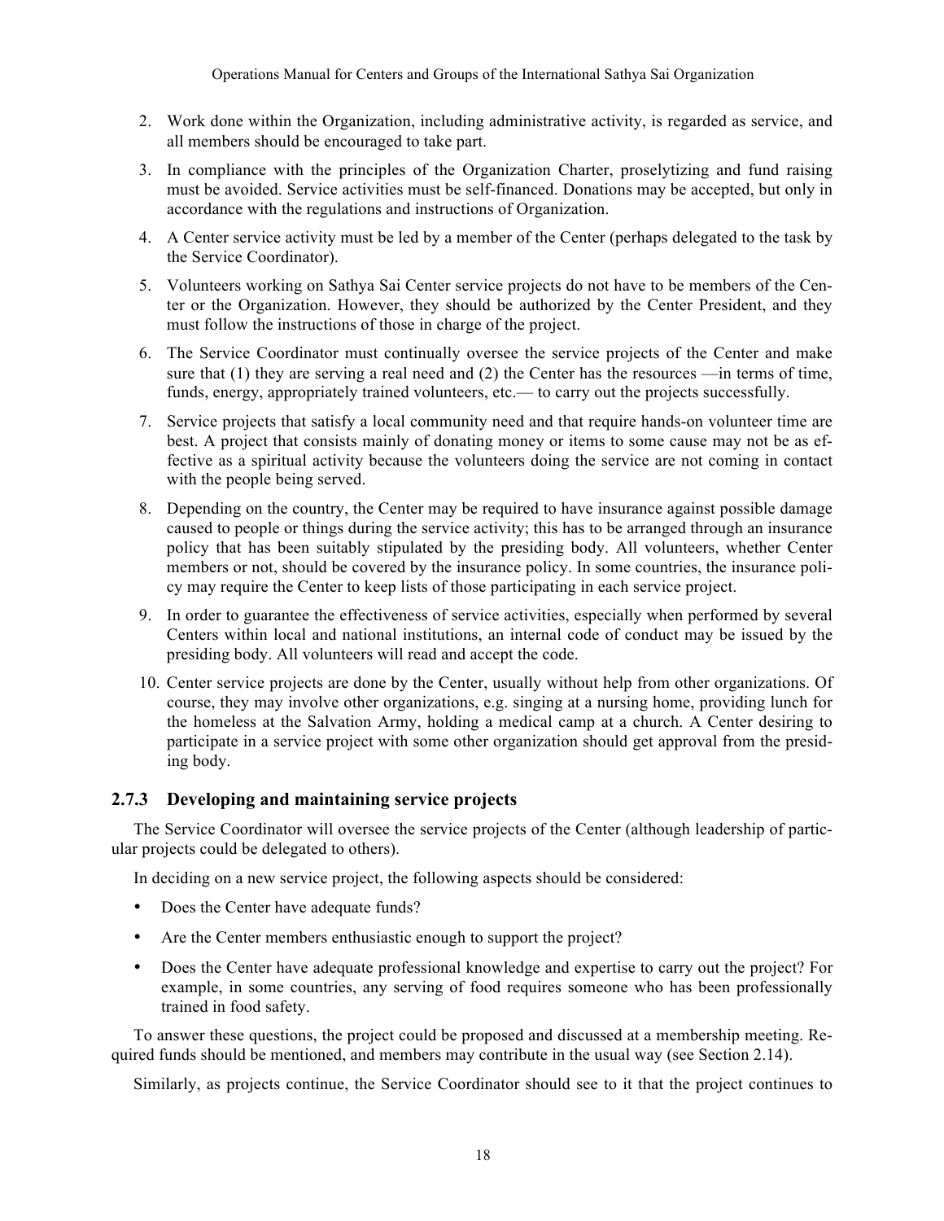2. Work done within the Organization, including administrative activity, is regarded as service, and all members should be encouraged to take part.
3. In compliance with the principles of the Organization Charter, proselytizing and fund raising must be avoided. Service activities must be self-financed. Donations may be accepted, but only in accordance with the regulations and instructions of Organization.
4. A Center service activity must be led by a member of the Center (perhaps delegated to the task by the Service Coordinator).
5. Volunteers working on Sathya Sai Center service projects do not have to be members of the Center or the Organization. However, they should be authorized by the Center President, and they must follow the instructions of those in charge of the project.
6. The Service Coordinator must continually oversee the service projects of the Center and make sure that (1) they are serving a real need and (2) the Center has the resources —in terms of time, funds, energy, appropriately trained volunteers, etc.— to carry out the projects successfully.
7. Service projects that satisfy a local community need and that require hands-on volunteer time are best. A project that consists mainly of donating money or items to some cause may not be as effective as a spiritual activity because the volunteers doing the service are not coming in contact with the people being served.
8. Depending on the country, the Center may be required to have insurance against possible damage caused to people or things during the service activity; this has to be arranged through an insurance policy that has been suitably stipulated by the presiding body. All volunteers, whether Center members or not, should be covered by the insurance policy. In some countries, the insurance policy may require the Center to keep lists of those participating in each service project.
9. In order to guarantee the effectiveness of service activities, especially when performed by several Centers within local and national institutions, an internal code of conduct may be issued by the presiding body. All volunteers will read and accept the code.
10. Center service projects are done by the Center, usually without help from other organizations. Of course, they may involve other organizations, e.g. singing at a nursing home, providing lunch for the homeless at the Salvation Army, holding a medical camp at a church. A Center desiring to participate in a service project with some other organization should get approval from the presiding body.

### 2.7.3 Developing and maintaining service projects

The Service Coordinator will oversee the service projects of the Center (although leadership of particular projects could be delegated to others).

In deciding on a new service project, the following aspects should be considered:

- Does the Center have adequate funds?
- Are the Center members enthusiastic enough to support the project?
- Does the Center have adequate professional knowledge and expertise to carry out the project? For example, in some countries, any serving of food requires someone who has been professionally trained in food safety.

To answer these questions, the project could be proposed and discussed at a membership meeting. Required funds should be mentioned, and members may contribute in the usual way (see Section 2.14).

Similarly, as projects continue, the Service Coordinator should see to it that the project continues to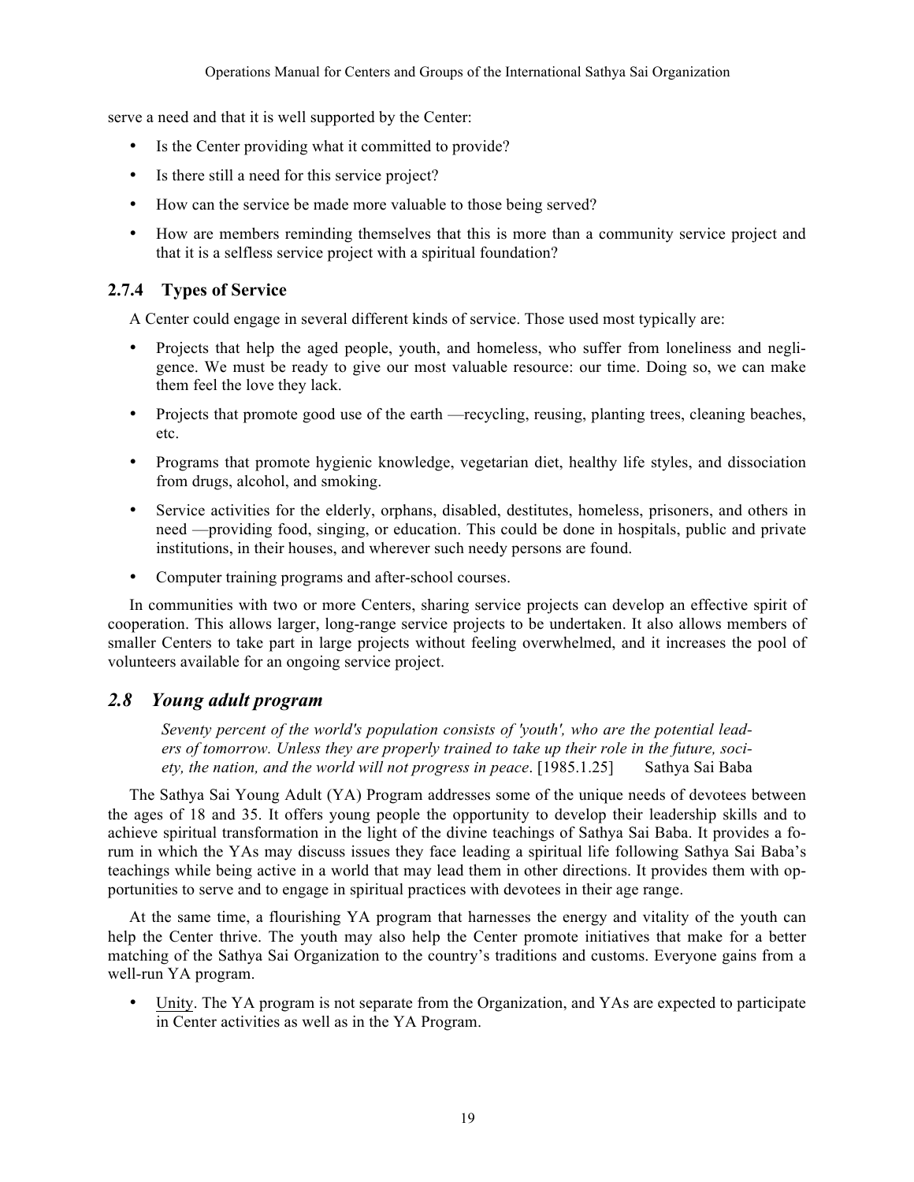serve a need and that it is well supported by the Center:

- Is the Center providing what it committed to provide?
- Is there still a need for this service project?
- How can the service be made more valuable to those being served?
- How are members reminding themselves that this is more than a community service project and that it is a selfless service project with a spiritual foundation?

### 2.7.4 Types of Service

A Center could engage in several different kinds of service. Those used most typically are:

- Projects that help the aged people, youth, and homeless, who suffer from loneliness and negligence. We must be ready to give our most valuable resource: our time. Doing so, we can make them feel the love they lack.
- Projects that promote good use of the earth —recycling, reusing, planting trees, cleaning beaches, etc.
- Programs that promote hygienic knowledge, vegetarian diet, healthy life styles, and dissociation from drugs, alcohol, and smoking.
- Service activities for the elderly, orphans, disabled, destitutes, homeless, prisoners, and others in need —providing food, singing, or education. This could be done in hospitals, public and private institutions, in their houses, and wherever such needy persons are found.
- Computer training programs and after-school courses.

In communities with two or more Centers, sharing service projects can develop an effective spirit of cooperation. This allows larger, long-range service projects to be undertaken. It also allows members of smaller Centers to take part in large projects without feeling overwhelmed, and it increases the pool of volunteers available for an ongoing service project.

## *2.8 Young adult program*

> *Seventy percent of the world's population consists of 'youth', who are the potential leaders of tomorrow. Unless they are properly trained to take up their role in the future, society, the nation, and the world will not progress in peace*. [1985.1.25] Sathya Sai Baba

The Sathya Sai Young Adult (YA) Program addresses some of the unique needs of devotees between the ages of 18 and 35. It offers young people the opportunity to develop their leadership skills and to achieve spiritual transformation in the light of the divine teachings of Sathya Sai Baba. It provides a forum in which the YAs may discuss issues they face leading a spiritual life following Sathya Sai Baba's teachings while being active in a world that may lead them in other directions. It provides them with opportunities to serve and to engage in spiritual practices with devotees in their age range.

At the same time, a flourishing YA program that harnesses the energy and vitality of the youth can help the Center thrive. The youth may also help the Center promote initiatives that make for a better matching of the Sathya Sai Organization to the country's traditions and customs. Everyone gains from a well-run YA program.

- Unity. The YA program is not separate from the Organization, and YAs are expected to participate in Center activities as well as in the YA Program.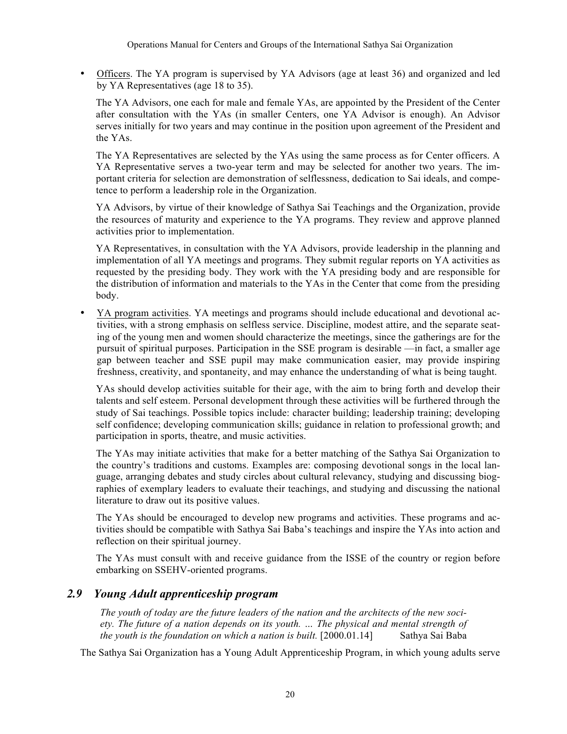- Officers. The YA program is supervised by YA Advisors (age at least 36) and organized and led by YA Representatives (age 18 to 35).

  The YA Advisors, one each for male and female YAs, are appointed by the President of the Center after consultation with the YAs (in smaller Centers, one YA Advisor is enough). An Advisor serves initially for two years and may continue in the position upon agreement of the President and the YAs.

  The YA Representatives are selected by the YAs using the same process as for Center officers. A YA Representative serves a two-year term and may be selected for another two years. The important criteria for selection are demonstration of selflessness, dedication to Sai ideals, and competence to perform a leadership role in the Organization.

  YA Advisors, by virtue of their knowledge of Sathya Sai Teachings and the Organization, provide the resources of maturity and experience to the YA programs. They review and approve planned activities prior to implementation.

  YA Representatives, in consultation with the YA Advisors, provide leadership in the planning and implementation of all YA meetings and programs. They submit regular reports on YA activities as requested by the presiding body. They work with the YA presiding body and are responsible for the distribution of information and materials to the YAs in the Center that come from the presiding body.

- YA program activities. YA meetings and programs should include educational and devotional activities, with a strong emphasis on selfless service. Discipline, modest attire, and the separate seating of the young men and women should characterize the meetings, since the gatherings are for the pursuit of spiritual purposes. Participation in the SSE program is desirable —in fact, a smaller age gap between teacher and SSE pupil may make communication easier, may provide inspiring freshness, creativity, and spontaneity, and may enhance the understanding of what is being taught.

  YAs should develop activities suitable for their age, with the aim to bring forth and develop their talents and self esteem. Personal development through these activities will be furthered through the study of Sai teachings. Possible topics include: character building; leadership training; developing self confidence; developing communication skills; guidance in relation to professional growth; and participation in sports, theatre, and music activities.

  The YAs may initiate activities that make for a better matching of the Sathya Sai Organization to the country's traditions and customs. Examples are: composing devotional songs in the local language, arranging debates and study circles about cultural relevancy, studying and discussing biographies of exemplary leaders to evaluate their teachings, and studying and discussing the national literature to draw out its positive values.

  The YAs should be encouraged to develop new programs and activities. These programs and activities should be compatible with Sathya Sai Baba's teachings and inspire the YAs into action and reflection on their spiritual journey.

  The YAs must consult with and receive guidance from the ISSE of the country or region before embarking on SSEHV-oriented programs.

## 2.9 Young Adult apprenticeship program

> *The youth of today are the future leaders of the nation and the architects of the new society. The future of a nation depends on its youth. … The physical and mental strength of the youth is the foundation on which a nation is built.* [2000.01.14] Sathya Sai Baba

The Sathya Sai Organization has a Young Adult Apprenticeship Program, in which young adults serve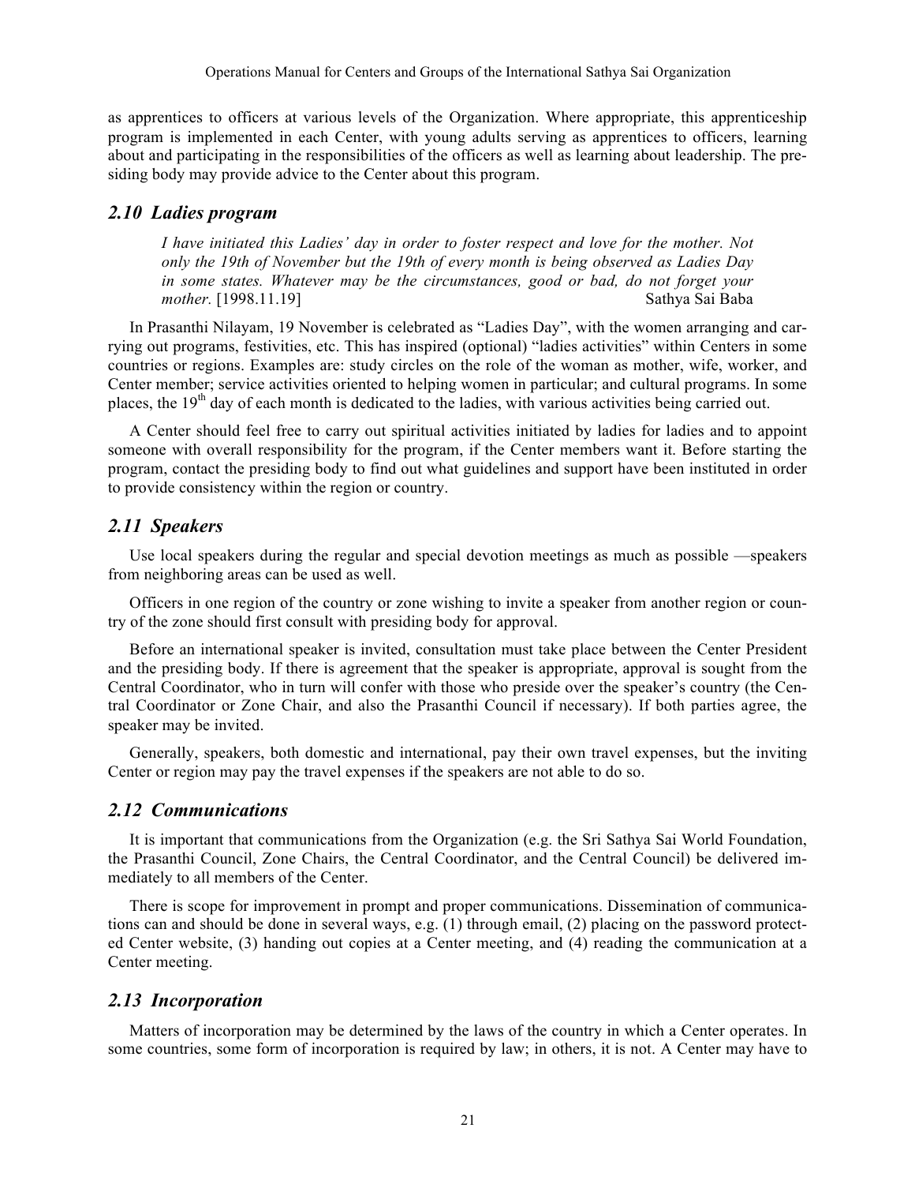as apprentices to officers at various levels of the Organization. Where appropriate, this apprenticeship program is implemented in each Center, with young adults serving as apprentices to officers, learning about and participating in the responsibilities of the officers as well as learning about leadership. The presiding body may provide advice to the Center about this program.

## *2.10 Ladies program*

> *I have initiated this Ladies' day in order to foster respect and love for the mother. Not only the 19th of November but the 19th of every month is being observed as Ladies Day in some states. Whatever may be the circumstances, good or bad, do not forget your mother.* [1998.11.19] Sathya Sai Baba

In Prasanthi Nilayam, 19 November is celebrated as "Ladies Day", with the women arranging and carrying out programs, festivities, etc. This has inspired (optional) "ladies activities" within Centers in some countries or regions. Examples are: study circles on the role of the woman as mother, wife, worker, and Center member; service activities oriented to helping women in particular; and cultural programs. In some places, the 19th day of each month is dedicated to the ladies, with various activities being carried out.

A Center should feel free to carry out spiritual activities initiated by ladies for ladies and to appoint someone with overall responsibility for the program, if the Center members want it. Before starting the program, contact the presiding body to find out what guidelines and support have been instituted in order to provide consistency within the region or country.

## *2.11 Speakers*

Use local speakers during the regular and special devotion meetings as much as possible —speakers from neighboring areas can be used as well.

Officers in one region of the country or zone wishing to invite a speaker from another region or country of the zone should first consult with presiding body for approval.

Before an international speaker is invited, consultation must take place between the Center President and the presiding body. If there is agreement that the speaker is appropriate, approval is sought from the Central Coordinator, who in turn will confer with those who preside over the speaker's country (the Central Coordinator or Zone Chair, and also the Prasanthi Council if necessary). If both parties agree, the speaker may be invited.

Generally, speakers, both domestic and international, pay their own travel expenses, but the inviting Center or region may pay the travel expenses if the speakers are not able to do so.

## *2.12 Communications*

It is important that communications from the Organization (e.g. the Sri Sathya Sai World Foundation, the Prasanthi Council, Zone Chairs, the Central Coordinator, and the Central Council) be delivered immediately to all members of the Center.

There is scope for improvement in prompt and proper communications. Dissemination of communications can and should be done in several ways, e.g. (1) through email, (2) placing on the password protected Center website, (3) handing out copies at a Center meeting, and (4) reading the communication at a Center meeting.

## *2.13 Incorporation*

Matters of incorporation may be determined by the laws of the country in which a Center operates. In some countries, some form of incorporation is required by law; in others, it is not. A Center may have to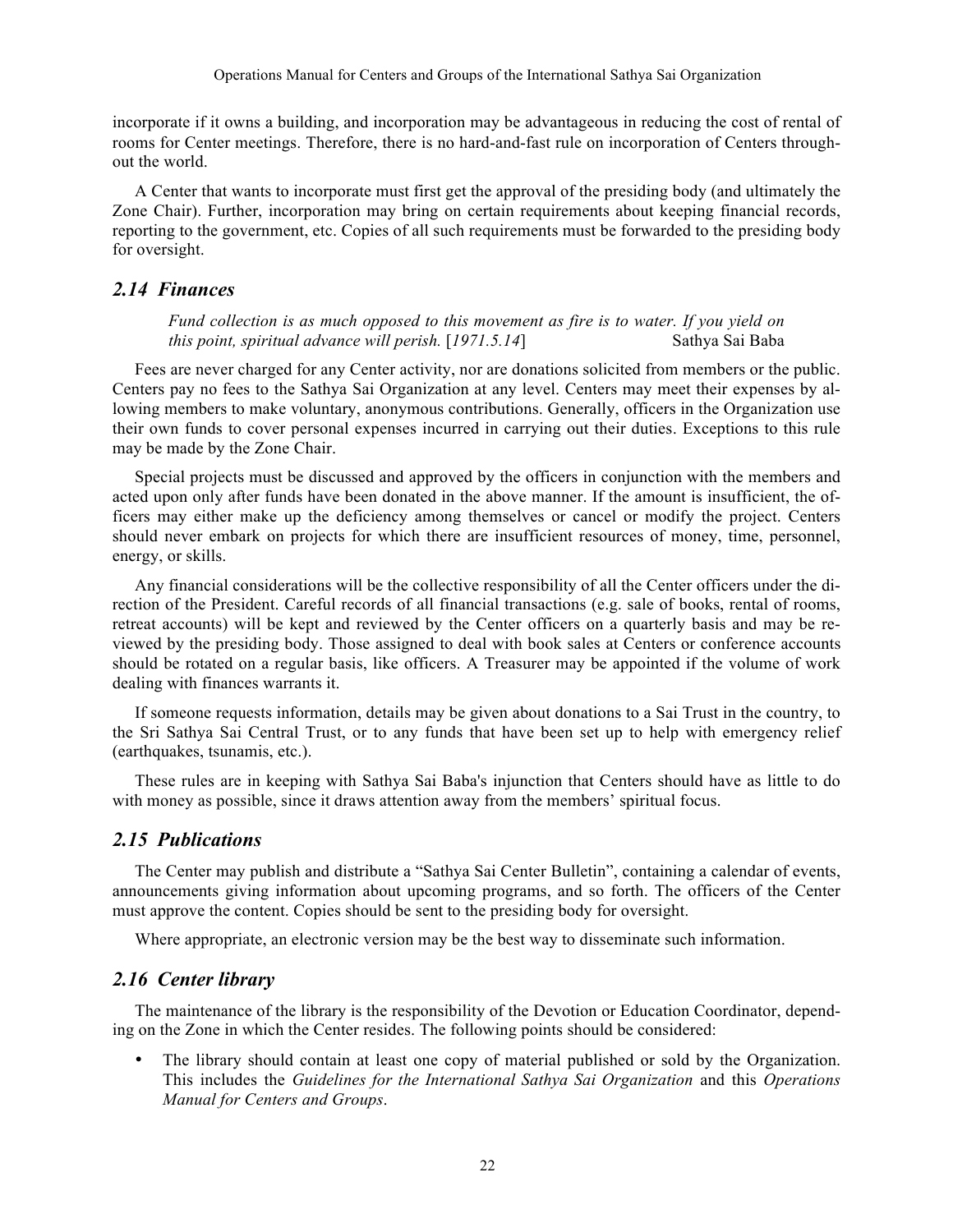incorporate if it owns a building, and incorporation may be advantageous in reducing the cost of rental of rooms for Center meetings. Therefore, there is no hard-and-fast rule on incorporation of Centers throughout the world.

A Center that wants to incorporate must first get the approval of the presiding body (and ultimately the Zone Chair). Further, incorporation may bring on certain requirements about keeping financial records, reporting to the government, etc. Copies of all such requirements must be forwarded to the presiding body for oversight.

## *2.14 Finances*

> *Fund collection is as much opposed to this movement as fire is to water. If you yield on this point, spiritual advance will perish.* [*1971.5.14*] Sathya Sai Baba

Fees are never charged for any Center activity, nor are donations solicited from members or the public. Centers pay no fees to the Sathya Sai Organization at any level. Centers may meet their expenses by allowing members to make voluntary, anonymous contributions. Generally, officers in the Organization use their own funds to cover personal expenses incurred in carrying out their duties. Exceptions to this rule may be made by the Zone Chair.

Special projects must be discussed and approved by the officers in conjunction with the members and acted upon only after funds have been donated in the above manner. If the amount is insufficient, the officers may either make up the deficiency among themselves or cancel or modify the project. Centers should never embark on projects for which there are insufficient resources of money, time, personnel, energy, or skills.

Any financial considerations will be the collective responsibility of all the Center officers under the direction of the President. Careful records of all financial transactions (e.g. sale of books, rental of rooms, retreat accounts) will be kept and reviewed by the Center officers on a quarterly basis and may be reviewed by the presiding body. Those assigned to deal with book sales at Centers or conference accounts should be rotated on a regular basis, like officers. A Treasurer may be appointed if the volume of work dealing with finances warrants it.

If someone requests information, details may be given about donations to a Sai Trust in the country, to the Sri Sathya Sai Central Trust, or to any funds that have been set up to help with emergency relief (earthquakes, tsunamis, etc.).

These rules are in keeping with Sathya Sai Baba's injunction that Centers should have as little to do with money as possible, since it draws attention away from the members' spiritual focus.

## *2.15 Publications*

The Center may publish and distribute a "Sathya Sai Center Bulletin", containing a calendar of events, announcements giving information about upcoming programs, and so forth. The officers of the Center must approve the content. Copies should be sent to the presiding body for oversight.

Where appropriate, an electronic version may be the best way to disseminate such information.

## *2.16 Center library*

The maintenance of the library is the responsibility of the Devotion or Education Coordinator, depending on the Zone in which the Center resides. The following points should be considered:

- The library should contain at least one copy of material published or sold by the Organization. This includes the *Guidelines for the International Sathya Sai Organization* and this *Operations Manual for Centers and Groups*.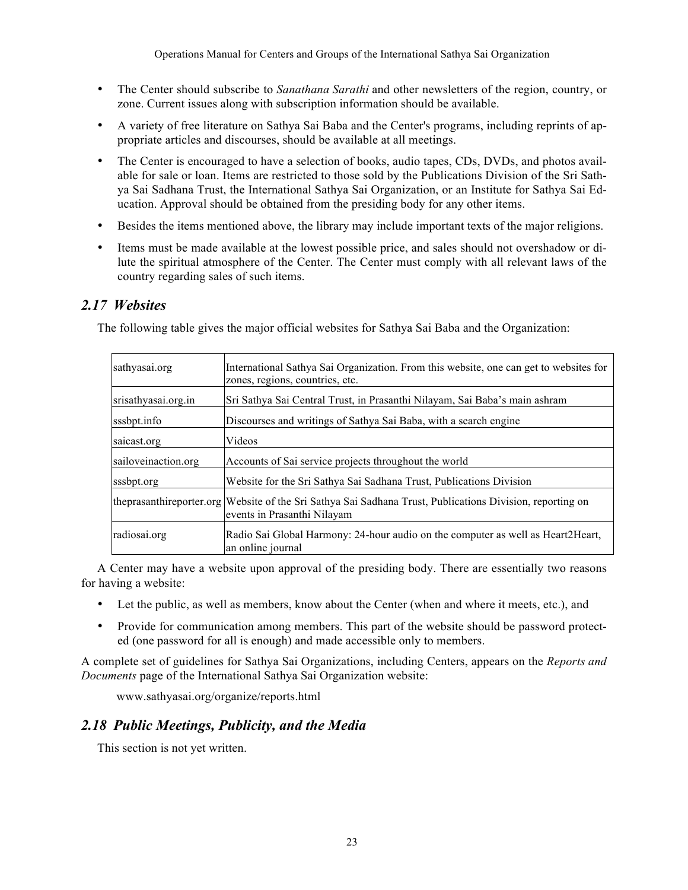- The Center should subscribe to *Sanathana Sarathi* and other newsletters of the region, country, or zone. Current issues along with subscription information should be available.
- A variety of free literature on Sathya Sai Baba and the Center's programs, including reprints of appropriate articles and discourses, should be available at all meetings.
- The Center is encouraged to have a selection of books, audio tapes, CDs, DVDs, and photos available for sale or loan. Items are restricted to those sold by the Publications Division of the Sri Sathya Sai Sadhana Trust, the International Sathya Sai Organization, or an Institute for Sathya Sai Education. Approval should be obtained from the presiding body for any other items.
- Besides the items mentioned above, the library may include important texts of the major religions.
- Items must be made available at the lowest possible price, and sales should not overshadow or dilute the spiritual atmosphere of the Center. The Center must comply with all relevant laws of the country regarding sales of such items.

## *2.17 Websites*

The following table gives the major official websites for Sathya Sai Baba and the Organization:

| | |
|---|---|
| sathyasai.org | International Sathya Sai Organization. From this website, one can get to websites for zones, regions, countries, etc. |
| srisathyasai.org.in | Sri Sathya Sai Central Trust, in Prasanthi Nilayam, Sai Baba's main ashram |
| sssbpt.info | Discourses and writings of Sathya Sai Baba, with a search engine |
| saicast.org | Videos |
| sailoveinaction.org | Accounts of Sai service projects throughout the world |
| sssbpt.org | Website for the Sri Sathya Sai Sadhana Trust, Publications Division |
| theprasanthireporter.org | Website of the Sri Sathya Sai Sadhana Trust, Publications Division, reporting on events in Prasanthi Nilayam |
| radiosai.org | Radio Sai Global Harmony: 24-hour audio on the computer as well as Heart2Heart, an online journal |

A Center may have a website upon approval of the presiding body. There are essentially two reasons for having a website:

- Let the public, as well as members, know about the Center (when and where it meets, etc.), and
- Provide for communication among members. This part of the website should be password protected (one password for all is enough) and made accessible only to members.

A complete set of guidelines for Sathya Sai Organizations, including Centers, appears on the *Reports and Documents* page of the International Sathya Sai Organization website:

www.sathyasai.org/organize/reports.html

## *2.18 Public Meetings, Publicity, and the Media*

This section is not yet written.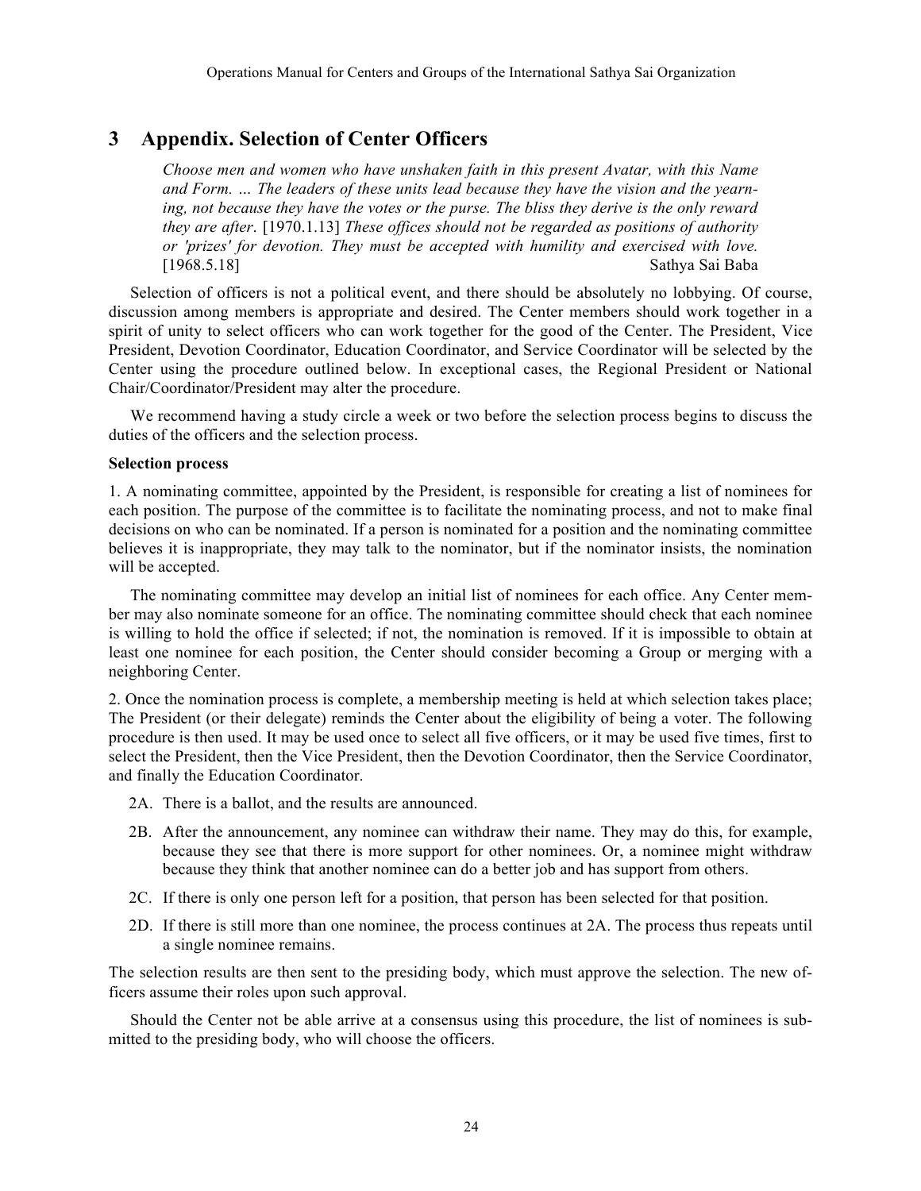# 3 Appendix. Selection of Center Officers

> *Choose men and women who have unshaken faith in this present Avatar, with this Name and Form. … The leaders of these units lead because they have the vision and the yearning, not because they have the votes or the purse. The bliss they derive is the only reward they are after.* [1970.1.13] *These offices should not be regarded as positions of authority or 'prizes' for devotion. They must be accepted with humility and exercised with love.* [1968.5.18] Sathya Sai Baba

Selection of officers is not a political event, and there should be absolutely no lobbying. Of course, discussion among members is appropriate and desired. The Center members should work together in a spirit of unity to select officers who can work together for the good of the Center. The President, Vice President, Devotion Coordinator, Education Coordinator, and Service Coordinator will be selected by the Center using the procedure outlined below. In exceptional cases, the Regional President or National Chair/Coordinator/President may alter the procedure.

We recommend having a study circle a week or two before the selection process begins to discuss the duties of the officers and the selection process.

**Selection process**

1. A nominating committee, appointed by the President, is responsible for creating a list of nominees for each position. The purpose of the committee is to facilitate the nominating process, and not to make final decisions on who can be nominated. If a person is nominated for a position and the nominating committee believes it is inappropriate, they may talk to the nominator, but if the nominator insists, the nomination will be accepted.

The nominating committee may develop an initial list of nominees for each office. Any Center member may also nominate someone for an office. The nominating committee should check that each nominee is willing to hold the office if selected; if not, the nomination is removed. If it is impossible to obtain at least one nominee for each position, the Center should consider becoming a Group or merging with a neighboring Center.

2. Once the nomination process is complete, a membership meeting is held at which selection takes place; The President (or their delegate) reminds the Center about the eligibility of being a voter. The following procedure is then used. It may be used once to select all five officers, or it may be used five times, first to select the President, then the Vice President, then the Devotion Coordinator, then the Service Coordinator, and finally the Education Coordinator.

- 2A. There is a ballot, and the results are announced.
- 2B. After the announcement, any nominee can withdraw their name. They may do this, for example, because they see that there is more support for other nominees. Or, a nominee might withdraw because they think that another nominee can do a better job and has support from others.
- 2C. If there is only one person left for a position, that person has been selected for that position.
- 2D. If there is still more than one nominee, the process continues at 2A. The process thus repeats until a single nominee remains.

The selection results are then sent to the presiding body, which must approve the selection. The new officers assume their roles upon such approval.

Should the Center not be able arrive at a consensus using this procedure, the list of nominees is submitted to the presiding body, who will choose the officers.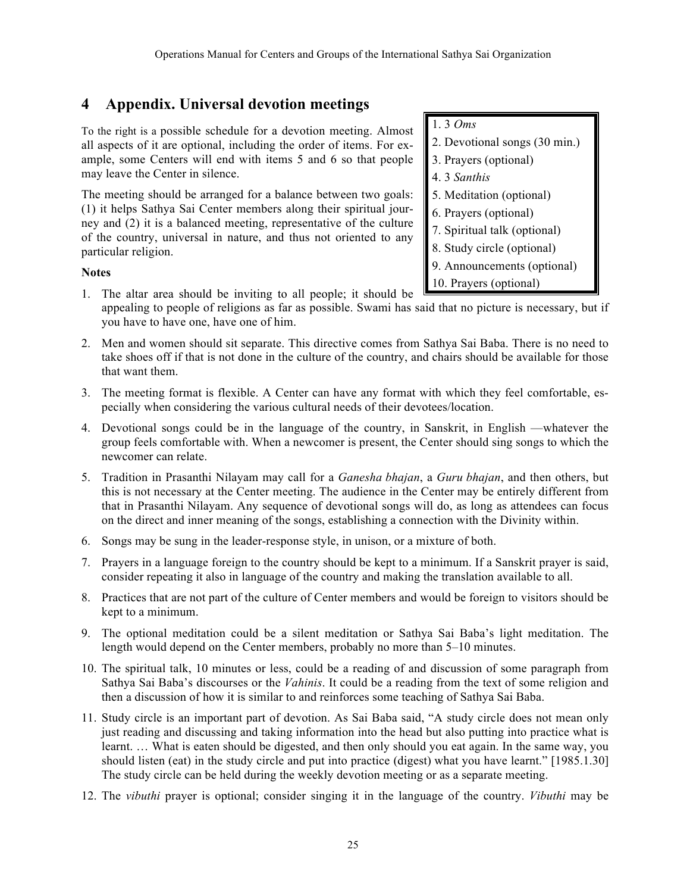# 4 Appendix. Universal devotion meetings

To the right is a possible schedule for a devotion meeting. Almost all aspects of it are optional, including the order of items. For example, some Centers will end with items 5 and 6 so that people may leave the Center in silence.

1. 3 *Oms*
2. Devotional songs (30 min.)
3. Prayers (optional)
4. 3 *Santhis*
5. Meditation (optional)
6. Prayers (optional)
7. Spiritual talk (optional)
8. Study circle (optional)
9. Announcements (optional)
10. Prayers (optional)

The meeting should be arranged for a balance between two goals: (1) it helps Sathya Sai Center members along their spiritual journey and (2) it is a balanced meeting, representative of the culture of the country, universal in nature, and thus not oriented to any particular religion.

**Notes**

1. The altar area should be inviting to all people; it should be appealing to people of religions as far as possible. Swami has said that no picture is necessary, but if you have to have one, have one of him.
2. Men and women should sit separate. This directive comes from Sathya Sai Baba. There is no need to take shoes off if that is not done in the culture of the country, and chairs should be available for those that want them.
3. The meeting format is flexible. A Center can have any format with which they feel comfortable, especially when considering the various cultural needs of their devotees/location.
4. Devotional songs could be in the language of the country, in Sanskrit, in English —whatever the group feels comfortable with. When a newcomer is present, the Center should sing songs to which the newcomer can relate.
5. Tradition in Prasanthi Nilayam may call for a *Ganesha bhajan*, a *Guru bhajan*, and then others, but this is not necessary at the Center meeting. The audience in the Center may be entirely different from that in Prasanthi Nilayam. Any sequence of devotional songs will do, as long as attendees can focus on the direct and inner meaning of the songs, establishing a connection with the Divinity within.
6. Songs may be sung in the leader-response style, in unison, or a mixture of both.
7. Prayers in a language foreign to the country should be kept to a minimum. If a Sanskrit prayer is said, consider repeating it also in language of the country and making the translation available to all.
8. Practices that are not part of the culture of Center members and would be foreign to visitors should be kept to a minimum.
9. The optional meditation could be a silent meditation or Sathya Sai Baba's light meditation. The length would depend on the Center members, probably no more than 5–10 minutes.
10. The spiritual talk, 10 minutes or less, could be a reading of and discussion of some paragraph from Sathya Sai Baba's discourses or the *Vahinis*. It could be a reading from the text of some religion and then a discussion of how it is similar to and reinforces some teaching of Sathya Sai Baba.
11. Study circle is an important part of devotion. As Sai Baba said, "A study circle does not mean only just reading and discussing and taking information into the head but also putting into practice what is learnt. … What is eaten should be digested, and then only should you eat again. In the same way, you should listen (eat) in the study circle and put into practice (digest) what you have learnt." [1985.1.30] The study circle can be held during the weekly devotion meeting or as a separate meeting.
12. The *vibuthi* prayer is optional; consider singing it in the language of the country. *Vibuthi* may be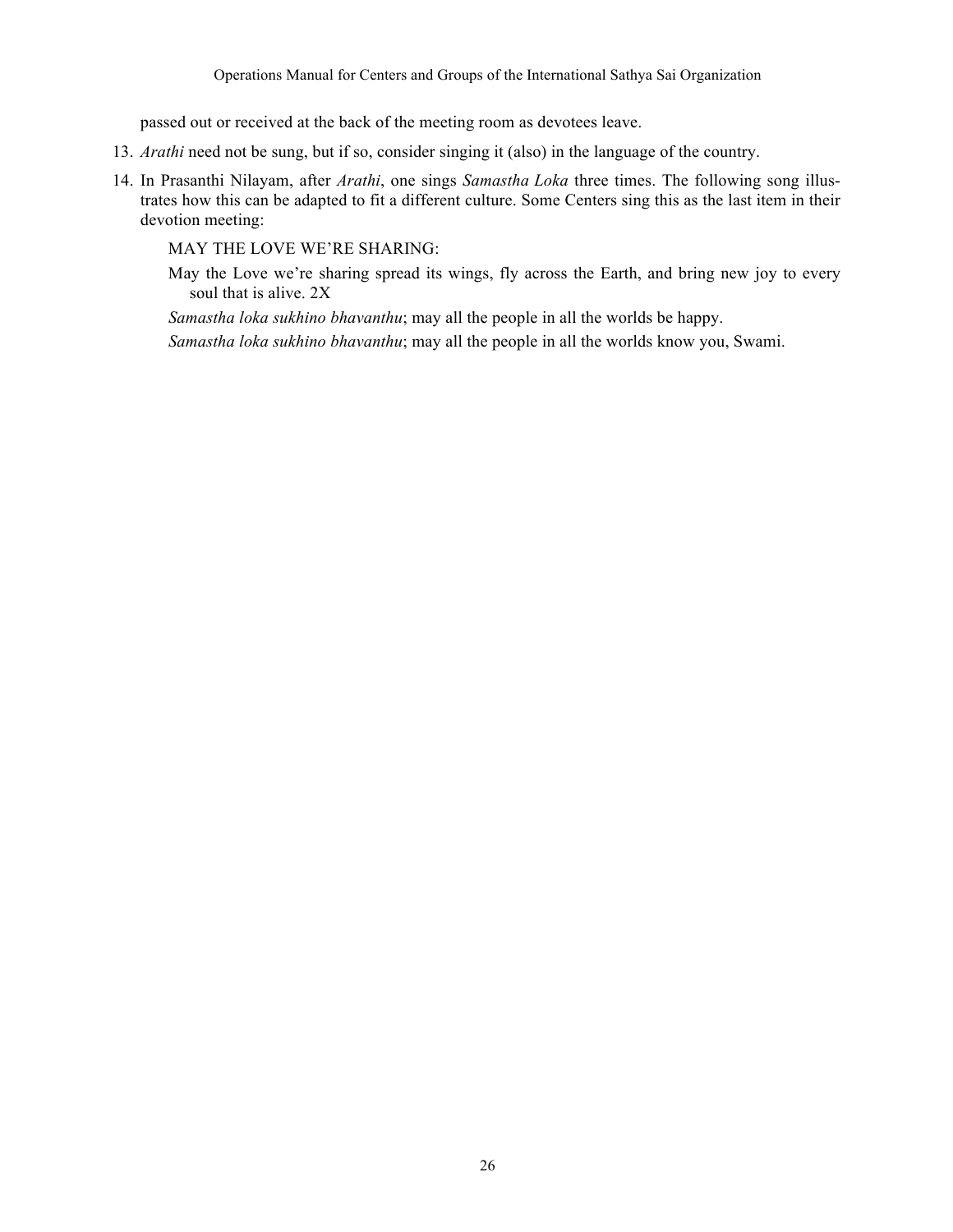passed out or received at the back of the meeting room as devotees leave.

13. *Arathi* need not be sung, but if so, consider singing it (also) in the language of the country.
14. In Prasanthi Nilayam, after *Arathi*, one sings *Samastha Loka* three times. The following song illustrates how this can be adapted to fit a different culture. Some Centers sing this as the last item in their devotion meeting:

    MAY THE LOVE WE'RE SHARING:

    May the Love we're sharing spread its wings, fly across the Earth, and bring new joy to every soul that is alive. 2X

    *Samastha loka sukhino bhavanthu*; may all the people in all the worlds be happy.

    *Samastha loka sukhino bhavanthu*; may all the people in all the worlds know you, Swami.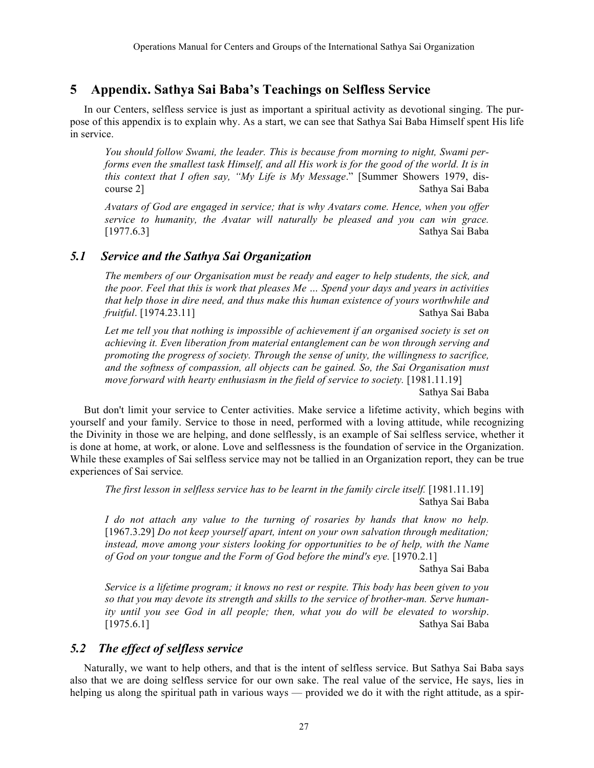## 5 Appendix. Sathya Sai Baba's Teachings on Selfless Service

In our Centers, selfless service is just as important a spiritual activity as devotional singing. The purpose of this appendix is to explain why. As a start, we can see that Sathya Sai Baba Himself spent His life in service.

> *You should follow Swami, the leader. This is because from morning to night, Swami performs even the smallest task Himself, and all His work is for the good of the world. It is in this context that I often say, "My Life is My Message*." [Summer Showers 1979, discourse 2] Sathya Sai Baba

> *Avatars of God are engaged in service; that is why Avatars come. Hence, when you offer service to humanity, the Avatar will naturally be pleased and you can win grace.* [1977.6.3] Sathya Sai Baba

### *5.1 Service and the Sathya Sai Organization*

> *The members of our Organisation must be ready and eager to help students, the sick, and the poor. Feel that this is work that pleases Me … Spend your days and years in activities that help those in dire need, and thus make this human existence of yours worthwhile and fruitful*. [1974.23.11] Sathya Sai Baba

> *Let me tell you that nothing is impossible of achievement if an organised society is set on achieving it. Even liberation from material entanglement can be won through serving and promoting the progress of society. Through the sense of unity, the willingness to sacrifice, and the softness of compassion, all objects can be gained. So, the Sai Organisation must move forward with hearty enthusiasm in the field of service to society.* [1981.11.19] Sathya Sai Baba

But don't limit your service to Center activities. Make service a lifetime activity, which begins with yourself and your family. Service to those in need, performed with a loving attitude, while recognizing the Divinity in those we are helping, and done selflessly, is an example of Sai selfless service, whether it is done at home, at work, or alone. Love and selflessness is the foundation of service in the Organization. While these examples of Sai selfless service may not be tallied in an Organization report, they can be true experiences of Sai service.

> *The first lesson in selfless service has to be learnt in the family circle itself.* [1981.11.19] Sathya Sai Baba

> *I do not attach any value to the turning of rosaries by hands that know no help.* [1967.3.29] *Do not keep yourself apart, intent on your own salvation through meditation; instead, move among your sisters looking for opportunities to be of help, with the Name of God on your tongue and the Form of God before the mind's eye.* [1970.2.1] Sathya Sai Baba

> *Service is a lifetime program; it knows no rest or respite. This body has been given to you so that you may devote its strength and skills to the service of brother-man. Serve humanity until you see God in all people; then, what you do will be elevated to worship*. [1975.6.1] Sathya Sai Baba

### *5.2 The effect of selfless service*

Naturally, we want to help others, and that is the intent of selfless service. But Sathya Sai Baba says also that we are doing selfless service for our own sake. The real value of the service, He says, lies in helping us along the spiritual path in various ways — provided we do it with the right attitude, as a spir-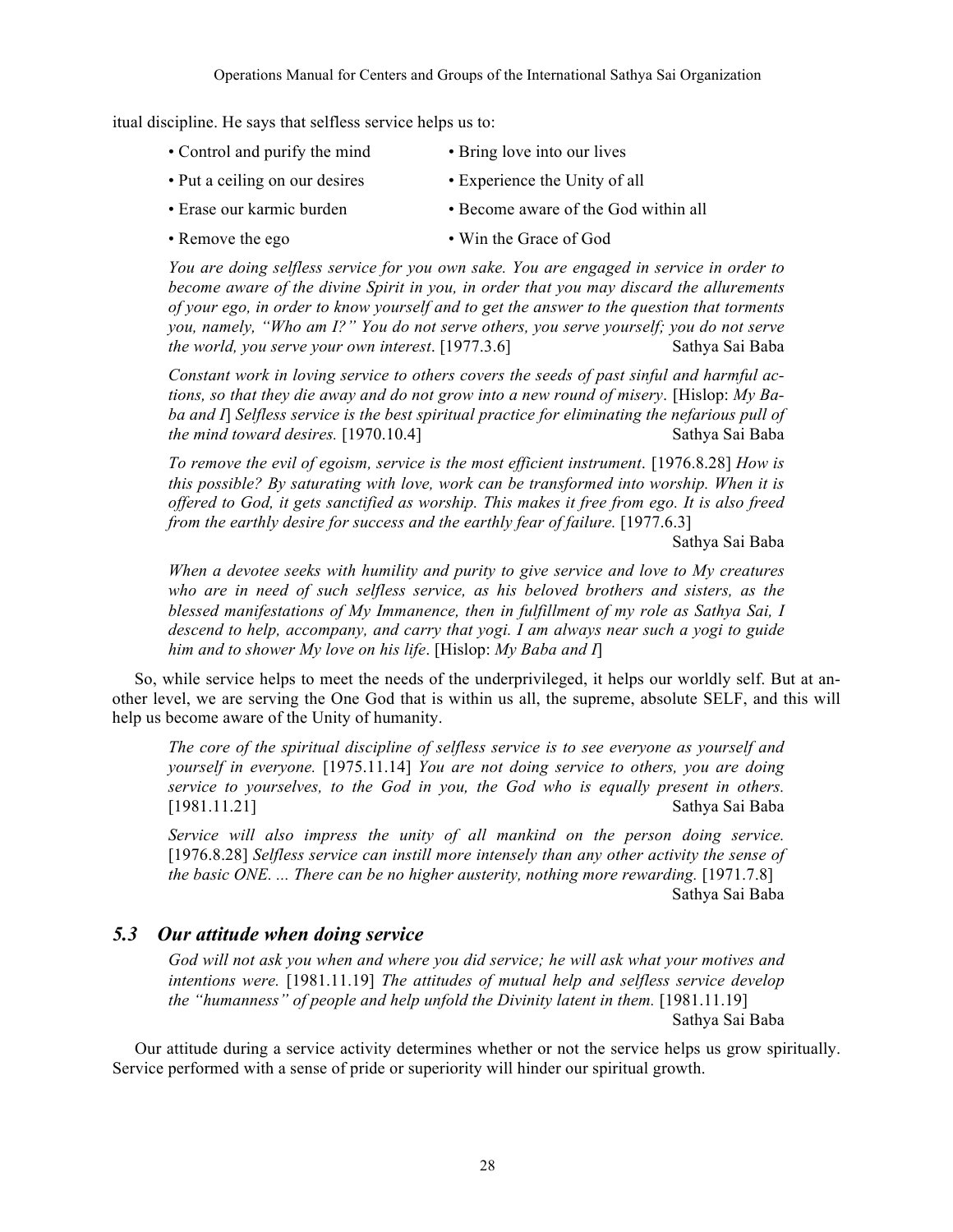itual discipline. He says that selfless service helps us to:

- Control and purify the mind
- Bring love into our lives
- Put a ceiling on our desires
- Experience the Unity of all
- Erase our karmic burden
- Become aware of the God within all
- Remove the ego
- Win the Grace of God

> *You are doing selfless service for you own sake. You are engaged in service in order to become aware of the divine Spirit in you, in order that you may discard the allurements of your ego, in order to know yourself and to get the answer to the question that torments you, namely, "Who am I?" You do not serve others, you serve yourself; you do not serve the world, you serve your own interest*. [1977.3.6] Sathya Sai Baba

> *Constant work in loving service to others covers the seeds of past sinful and harmful actions, so that they die away and do not grow into a new round of misery*. [Hislop: *My Baba and I*] *Selfless service is the best spiritual practice for eliminating the nefarious pull of the mind toward desires.* [1970.10.4] Sathya Sai Baba

> *To remove the evil of egoism, service is the most efficient instrument*. [1976.8.28] *How is this possible? By saturating with love, work can be transformed into worship. When it is offered to God, it gets sanctified as worship. This makes it free from ego. It is also freed from the earthly desire for success and the earthly fear of failure.* [1977.6.3]
> Sathya Sai Baba

> *When a devotee seeks with humility and purity to give service and love to My creatures who are in need of such selfless service, as his beloved brothers and sisters, as the blessed manifestations of My Immanence, then in fulfillment of my role as Sathya Sai, I descend to help, accompany, and carry that yogi. I am always near such a yogi to guide him and to shower My love on his life*. [Hislop: *My Baba and I*]

So, while service helps to meet the needs of the underprivileged, it helps our worldly self. But at another level, we are serving the One God that is within us all, the supreme, absolute SELF, and this will help us become aware of the Unity of humanity.

> *The core of the spiritual discipline of selfless service is to see everyone as yourself and yourself in everyone.* [1975.11.14] *You are not doing service to others, you are doing service to yourselves, to the God in you, the God who is equally present in others.* [1981.11.21] Sathya Sai Baba

> *Service will also impress the unity of all mankind on the person doing service.* [1976.8.28] *Selfless service can instill more intensely than any other activity the sense of the basic ONE. ... There can be no higher austerity, nothing more rewarding.* [1971.7.8]
> Sathya Sai Baba

## *5.3 Our attitude when doing service*

> *God will not ask you when and where you did service; he will ask what your motives and intentions were.* [1981.11.19] *The attitudes of mutual help and selfless service develop the "humanness" of people and help unfold the Divinity latent in them.* [1981.11.19]
> Sathya Sai Baba

Our attitude during a service activity determines whether or not the service helps us grow spiritually. Service performed with a sense of pride or superiority will hinder our spiritual growth.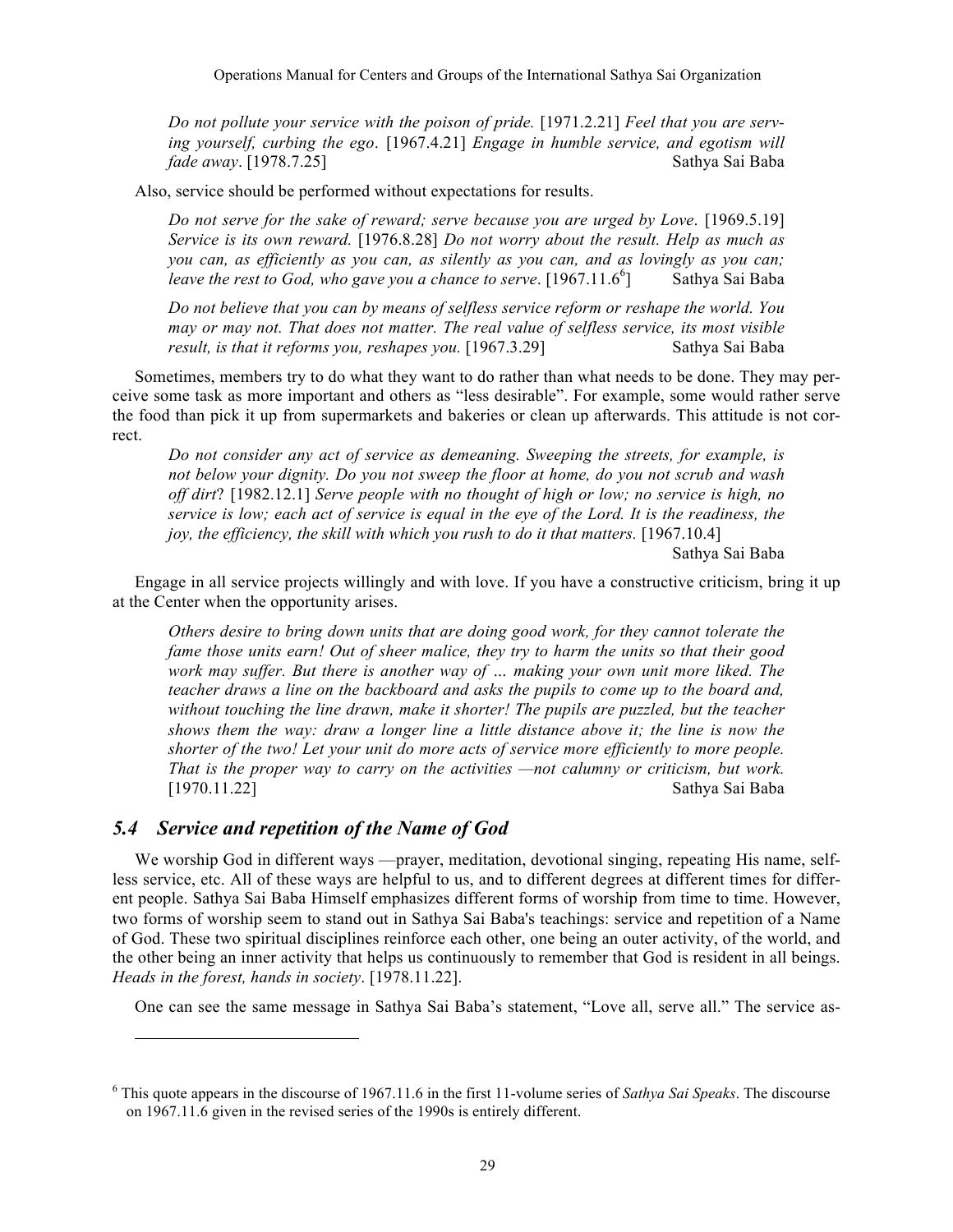*Do not pollute your service with the poison of pride.* [1971.2.21] *Feel that you are serving yourself, curbing the ego*. [1967.4.21] *Engage in humble service, and egotism will fade away*. [1978.7.25] Sathya Sai Baba

Also, service should be performed without expectations for results.

*Do not serve for the sake of reward; serve because you are urged by Love*. [1969.5.19] *Service is its own reward.* [1976.8.28] *Do not worry about the result. Help as much as you can, as efficiently as you can, as silently as you can, and as lovingly as you can; leave the rest to God, who gave you a chance to serve*. [1967.11.6[6]] Sathya Sai Baba

*Do not believe that you can by means of selfless service reform or reshape the world. You may or may not. That does not matter. The real value of selfless service, its most visible result, is that it reforms you, reshapes you.* [1967.3.29] Sathya Sai Baba

Sometimes, members try to do what they want to do rather than what needs to be done. They may perceive some task as more important and others as "less desirable". For example, some would rather serve the food than pick it up from supermarkets and bakeries or clean up afterwards. This attitude is not correct.

*Do not consider any act of service as demeaning. Sweeping the streets, for example, is not below your dignity. Do you not sweep the floor at home, do you not scrub and wash off dirt*? [1982.12.1] *Serve people with no thought of high or low; no service is high, no service is low; each act of service is equal in the eye of the Lord. It is the readiness, the joy, the efficiency, the skill with which you rush to do it that matters.* [1967.10.4] Sathya Sai Baba

Engage in all service projects willingly and with love. If you have a constructive criticism, bring it up at the Center when the opportunity arises.

*Others desire to bring down units that are doing good work, for they cannot tolerate the fame those units earn! Out of sheer malice, they try to harm the units so that their good work may suffer. But there is another way of … making your own unit more liked. The teacher draws a line on the backboard and asks the pupils to come up to the board and, without touching the line drawn, make it shorter! The pupils are puzzled, but the teacher shows them the way: draw a longer line a little distance above it; the line is now the shorter of the two! Let your unit do more acts of service more efficiently to more people. That is the proper way to carry on the activities —not calumny or criticism, but work.* [1970.11.22] Sathya Sai Baba

## *5.4 Service and repetition of the Name of God*

We worship God in different ways —prayer, meditation, devotional singing, repeating His name, selfless service, etc. All of these ways are helpful to us, and to different degrees at different times for different people. Sathya Sai Baba Himself emphasizes different forms of worship from time to time. However, two forms of worship seem to stand out in Sathya Sai Baba's teachings: service and repetition of a Name of God. These two spiritual disciplines reinforce each other, one being an outer activity, of the world, and the other being an inner activity that helps us continuously to remember that God is resident in all beings. *Heads in the forest, hands in society*. [1978.11.22].

One can see the same message in Sathya Sai Baba's statement, "Love all, serve all." The service as-

---

[6] This quote appears in the discourse of 1967.11.6 in the first 11-volume series of *Sathya Sai Speaks*. The discourse on 1967.11.6 given in the revised series of the 1990s is entirely different.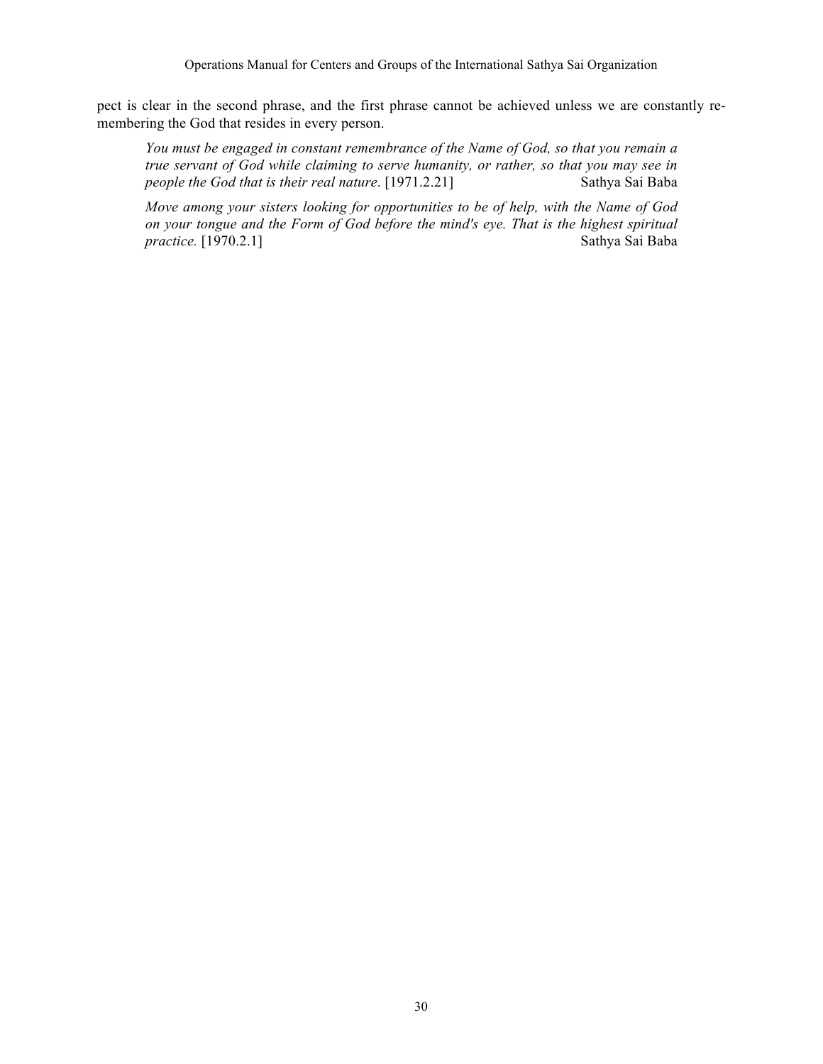pect is clear in the second phrase, and the first phrase cannot be achieved unless we are constantly remembering the God that resides in every person.

> *You must be engaged in constant remembrance of the Name of God, so that you remain a true servant of God while claiming to serve humanity, or rather, so that you may see in people the God that is their real nature*. [1971.2.21] Sathya Sai Baba

> *Move among your sisters looking for opportunities to be of help, with the Name of God on your tongue and the Form of God before the mind's eye. That is the highest spiritual practice.* [1970.2.1] Sathya Sai Baba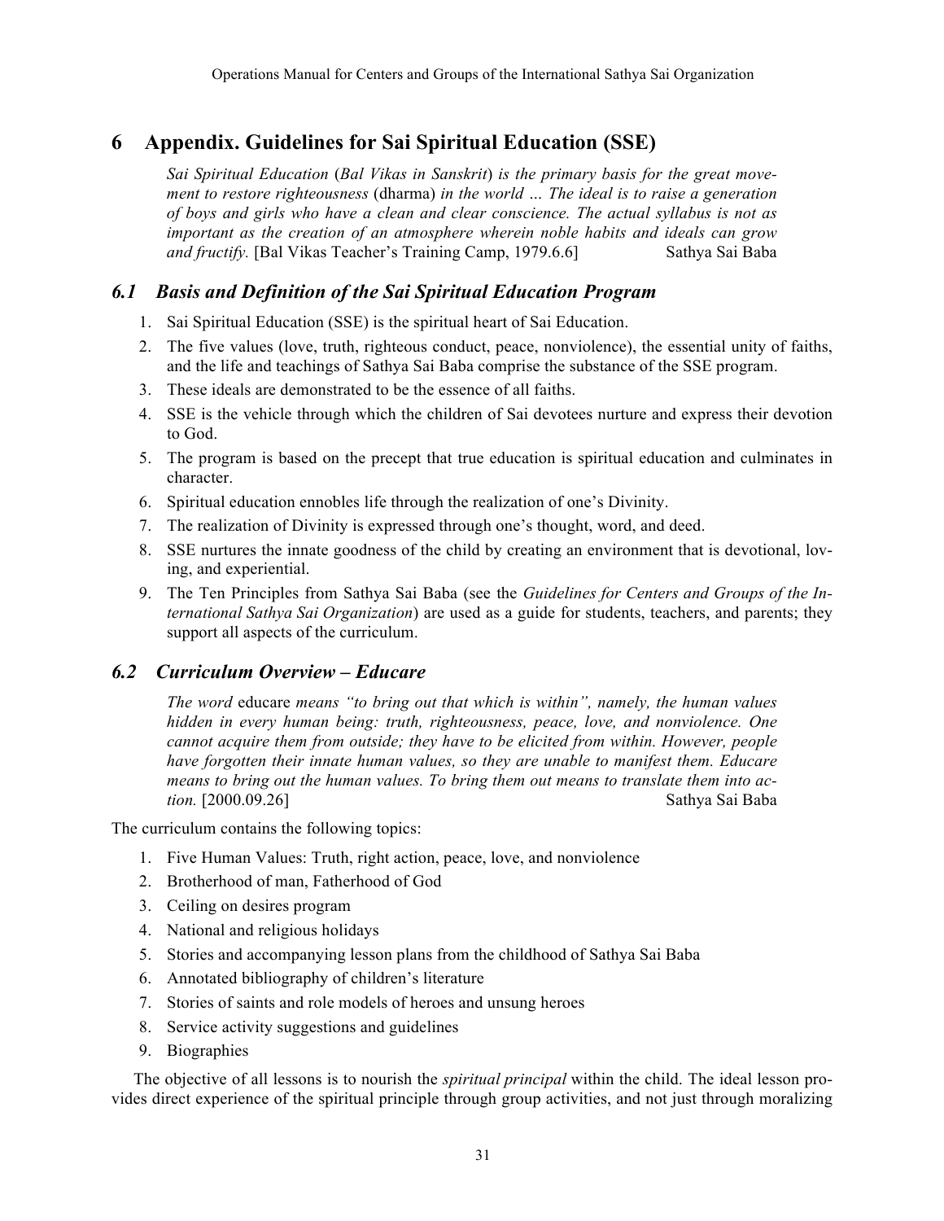# 6 Appendix. Guidelines for Sai Spiritual Education (SSE)

> *Sai Spiritual Education* (*Bal Vikas in Sanskrit*) *is the primary basis for the great movement to restore righteousness* (dharma) *in the world … The ideal is to raise a generation of boys and girls who have a clean and clear conscience. The actual syllabus is not as important as the creation of an atmosphere wherein noble habits and ideals can grow and fructify.* [Bal Vikas Teacher's Training Camp, 1979.6.6] Sathya Sai Baba

## *6.1 Basis and Definition of the Sai Spiritual Education Program*

1. Sai Spiritual Education (SSE) is the spiritual heart of Sai Education.
2. The five values (love, truth, righteous conduct, peace, nonviolence), the essential unity of faiths, and the life and teachings of Sathya Sai Baba comprise the substance of the SSE program.
3. These ideals are demonstrated to be the essence of all faiths.
4. SSE is the vehicle through which the children of Sai devotees nurture and express their devotion to God.
5. The program is based on the precept that true education is spiritual education and culminates in character.
6. Spiritual education ennobles life through the realization of one's Divinity.
7. The realization of Divinity is expressed through one's thought, word, and deed.
8. SSE nurtures the innate goodness of the child by creating an environment that is devotional, loving, and experiential.
9. The Ten Principles from Sathya Sai Baba (see the *Guidelines for Centers and Groups of the International Sathya Sai Organization*) are used as a guide for students, teachers, and parents; they support all aspects of the curriculum.

## *6.2 Curriculum Overview – Educare*

> *The word* educare *means "to bring out that which is within", namely, the human values hidden in every human being: truth, righteousness, peace, love, and nonviolence. One cannot acquire them from outside; they have to be elicited from within. However, people have forgotten their innate human values, so they are unable to manifest them. Educare means to bring out the human values. To bring them out means to translate them into action.* [2000.09.26] Sathya Sai Baba

The curriculum contains the following topics:

1. Five Human Values: Truth, right action, peace, love, and nonviolence
2. Brotherhood of man, Fatherhood of God
3. Ceiling on desires program
4. National and religious holidays
5. Stories and accompanying lesson plans from the childhood of Sathya Sai Baba
6. Annotated bibliography of children's literature
7. Stories of saints and role models of heroes and unsung heroes
8. Service activity suggestions and guidelines
9. Biographies

The objective of all lessons is to nourish the *spiritual principal* within the child. The ideal lesson provides direct experience of the spiritual principle through group activities, and not just through moralizing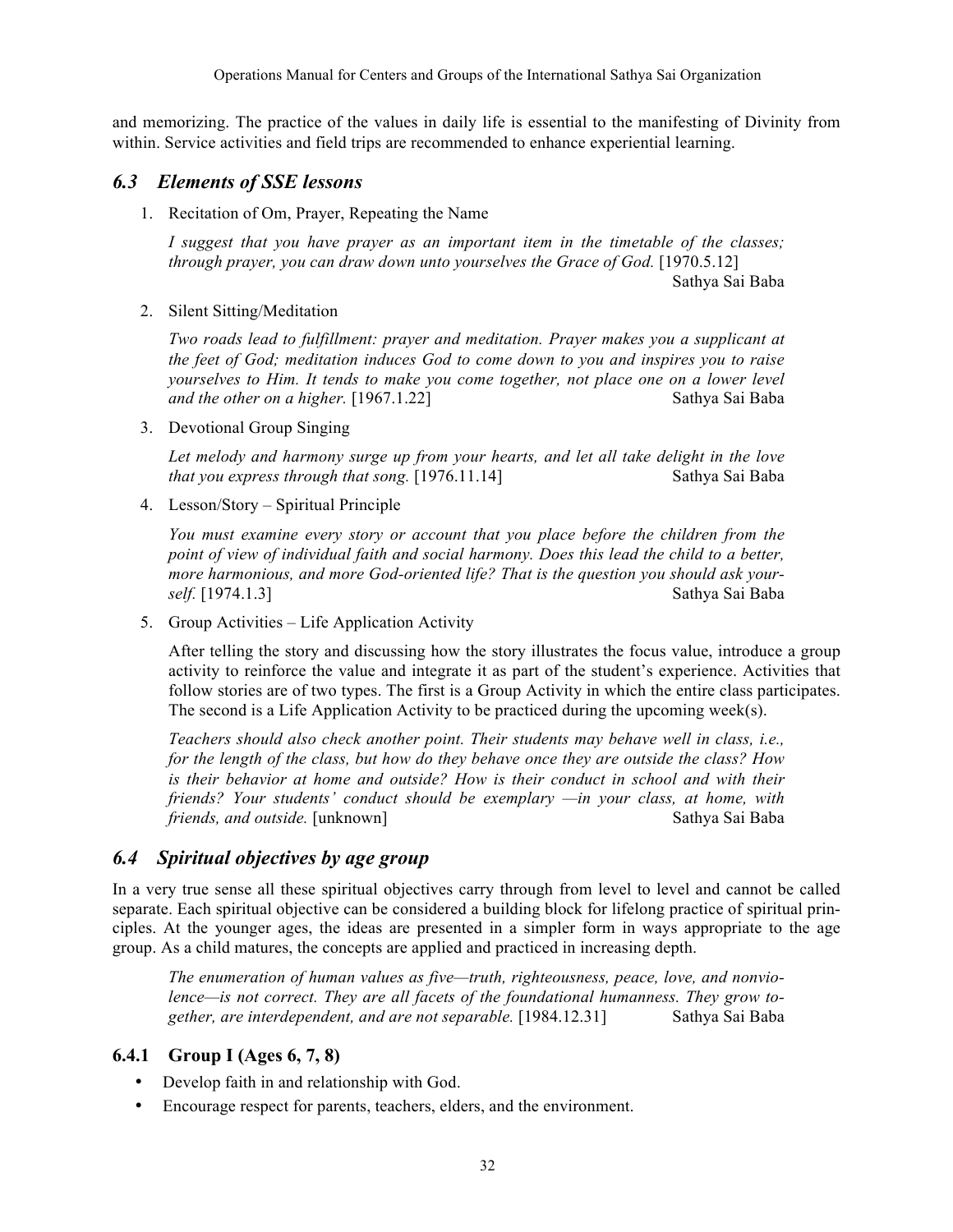and memorizing. The practice of the values in daily life is essential to the manifesting of Divinity from within. Service activities and field trips are recommended to enhance experiential learning.

## *6.3 Elements of SSE lessons*

1. Recitation of Om, Prayer, Repeating the Name

   *I suggest that you have prayer as an important item in the timetable of the classes; through prayer, you can draw down unto yourselves the Grace of God.* [1970.5.12]
   
   Sathya Sai Baba

2. Silent Sitting/Meditation

   *Two roads lead to fulfillment: prayer and meditation. Prayer makes you a supplicant at the feet of God; meditation induces God to come down to you and inspires you to raise yourselves to Him. It tends to make you come together, not place one on a lower level and the other on a higher.* [1967.1.22] Sathya Sai Baba

3. Devotional Group Singing

   *Let melody and harmony surge up from your hearts, and let all take delight in the love that you express through that song.* [1976.11.14] Sathya Sai Baba

4. Lesson/Story – Spiritual Principle

   *You must examine every story or account that you place before the children from the point of view of individual faith and social harmony. Does this lead the child to a better, more harmonious, and more God-oriented life? That is the question you should ask yourself.* [1974.1.3] Sathya Sai Baba

5. Group Activities – Life Application Activity

   After telling the story and discussing how the story illustrates the focus value, introduce a group activity to reinforce the value and integrate it as part of the student's experience. Activities that follow stories are of two types. The first is a Group Activity in which the entire class participates. The second is a Life Application Activity to be practiced during the upcoming week(s).

   *Teachers should also check another point. Their students may behave well in class, i.e., for the length of the class, but how do they behave once they are outside the class? How is their behavior at home and outside? How is their conduct in school and with their friends? Your students' conduct should be exemplary —in your class, at home, with friends, and outside.* [unknown] Sathya Sai Baba

## *6.4 Spiritual objectives by age group*

In a very true sense all these spiritual objectives carry through from level to level and cannot be called separate. Each spiritual objective can be considered a building block for lifelong practice of spiritual principles. At the younger ages, the ideas are presented in a simpler form in ways appropriate to the age group. As a child matures, the concepts are applied and practiced in increasing depth.

> *The enumeration of human values as five—truth, righteousness, peace, love, and nonviolence—is not correct. They are all facets of the foundational humanness. They grow together, are interdependent, and are not separable.* [1984.12.31] Sathya Sai Baba

### 6.4.1 Group I (Ages 6, 7, 8)

- Develop faith in and relationship with God.
- Encourage respect for parents, teachers, elders, and the environment.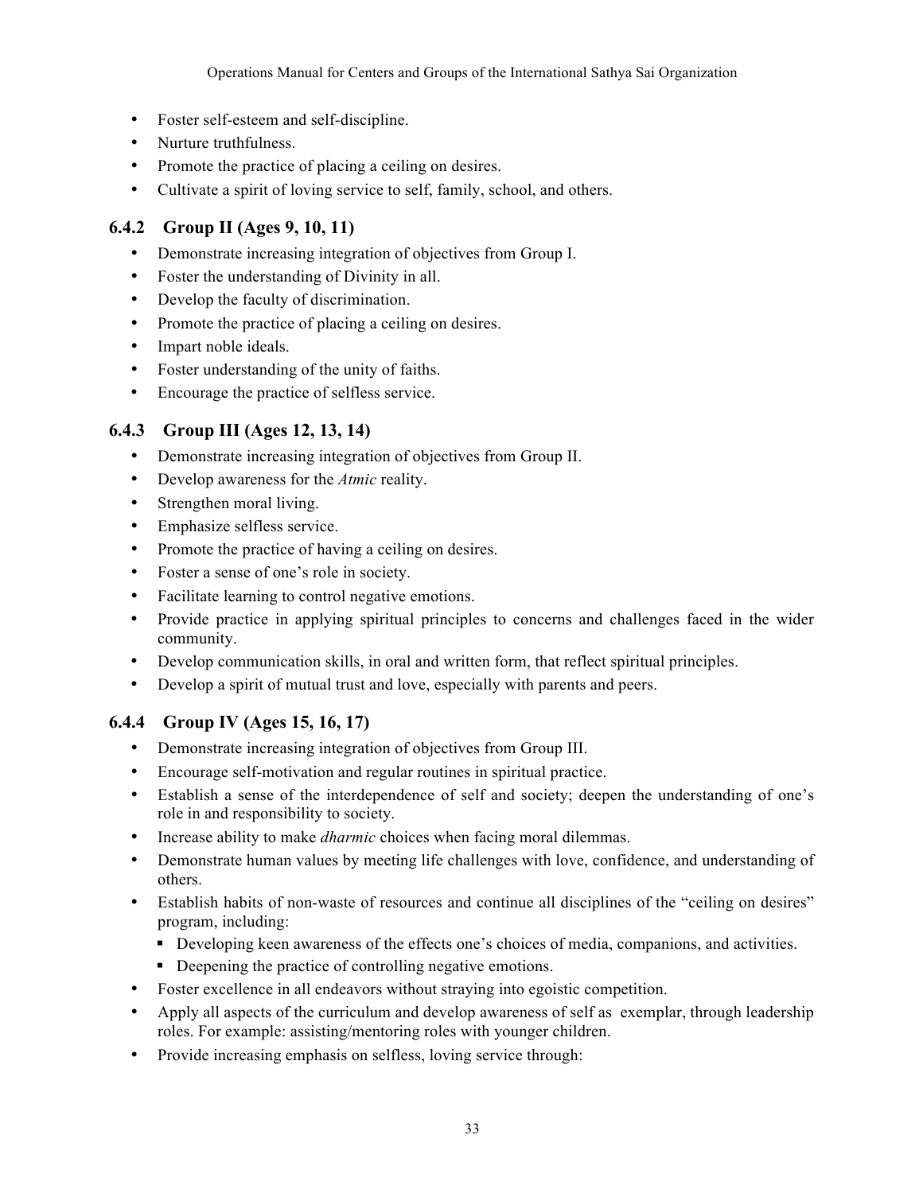- Foster self-esteem and self-discipline.
- Nurture truthfulness.
- Promote the practice of placing a ceiling on desires.
- Cultivate a spirit of loving service to self, family, school, and others.

### 6.4.2 Group II (Ages 9, 10, 11)

- Demonstrate increasing integration of objectives from Group I.
- Foster the understanding of Divinity in all.
- Develop the faculty of discrimination.
- Promote the practice of placing a ceiling on desires.
- Impart noble ideals.
- Foster understanding of the unity of faiths.
- Encourage the practice of selfless service.

### 6.4.3 Group III (Ages 12, 13, 14)

- Demonstrate increasing integration of objectives from Group II.
- Develop awareness for the *Atmic* reality.
- Strengthen moral living.
- Emphasize selfless service.
- Promote the practice of having a ceiling on desires.
- Foster a sense of one's role in society.
- Facilitate learning to control negative emotions.
- Provide practice in applying spiritual principles to concerns and challenges faced in the wider community.
- Develop communication skills, in oral and written form, that reflect spiritual principles.
- Develop a spirit of mutual trust and love, especially with parents and peers.

### 6.4.4 Group IV (Ages 15, 16, 17)

- Demonstrate increasing integration of objectives from Group III.
- Encourage self-motivation and regular routines in spiritual practice.
- Establish a sense of the interdependence of self and society; deepen the understanding of one's role in and responsibility to society.
- Increase ability to make *dharmic* choices when facing moral dilemmas.
- Demonstrate human values by meeting life challenges with love, confidence, and understanding of others.
- Establish habits of non-waste of resources and continue all disciplines of the "ceiling on desires" program, including:
  - Developing keen awareness of the effects one's choices of media, companions, and activities.
  - Deepening the practice of controlling negative emotions.
- Foster excellence in all endeavors without straying into egoistic competition.
- Apply all aspects of the curriculum and develop awareness of self as exemplar, through leadership roles. For example: assisting/mentoring roles with younger children.
- Provide increasing emphasis on selfless, loving service through: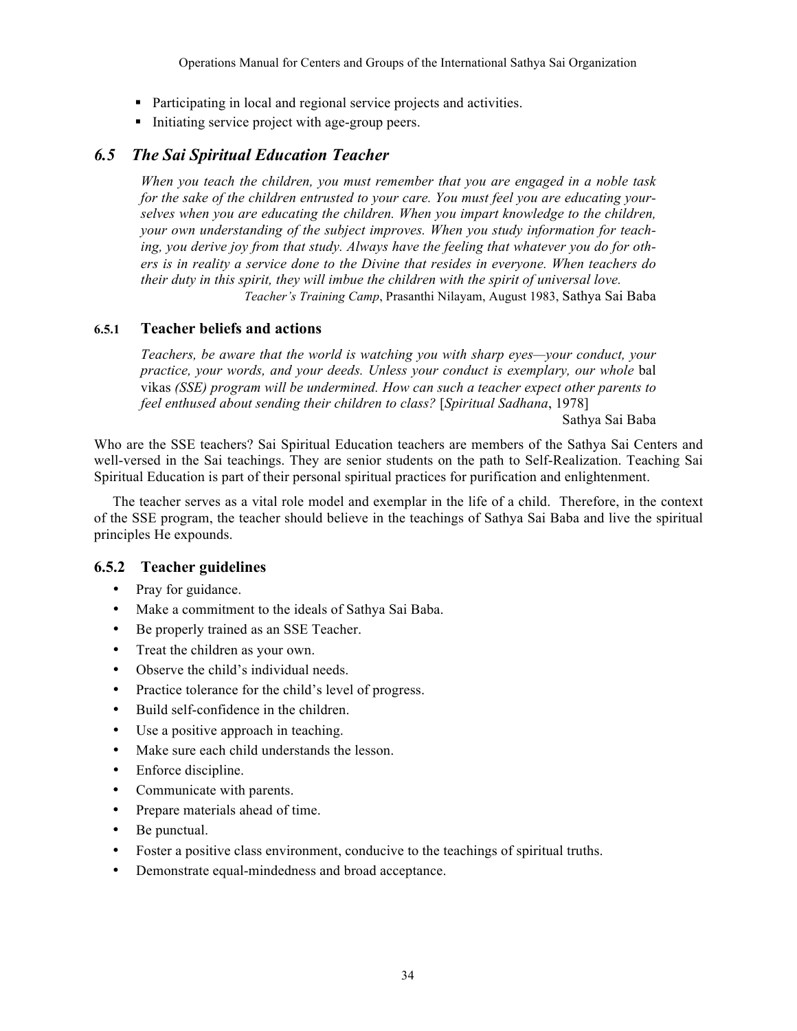- Participating in local and regional service projects and activities.
- Initiating service project with age-group peers.

## *6.5 The Sai Spiritual Education Teacher*

> *When you teach the children, you must remember that you are engaged in a noble task for the sake of the children entrusted to your care. You must feel you are educating yourselves when you are educating the children. When you impart knowledge to the children, your own understanding of the subject improves. When you study information for teaching, you derive joy from that study. Always have the feeling that whatever you do for others is in reality a service done to the Divine that resides in everyone. When teachers do their duty in this spirit, they will imbue the children with the spirit of universal love.*
>
> *Teacher's Training Camp*, Prasanthi Nilayam, August 1983, Sathya Sai Baba

### 6.5.1 Teacher beliefs and actions

> *Teachers, be aware that the world is watching you with sharp eyes—your conduct, your practice, your words, and your deeds. Unless your conduct is exemplary, our whole* bal vikas *(SSE) program will be undermined. How can such a teacher expect other parents to feel enthused about sending their children to class?* [*Spiritual Sadhana*, 1978]
>
> Sathya Sai Baba

Who are the SSE teachers? Sai Spiritual Education teachers are members of the Sathya Sai Centers and well-versed in the Sai teachings. They are senior students on the path to Self-Realization. Teaching Sai Spiritual Education is part of their personal spiritual practices for purification and enlightenment.

The teacher serves as a vital role model and exemplar in the life of a child. Therefore, in the context of the SSE program, the teacher should believe in the teachings of Sathya Sai Baba and live the spiritual principles He expounds.

### 6.5.2 Teacher guidelines

- Pray for guidance.
- Make a commitment to the ideals of Sathya Sai Baba.
- Be properly trained as an SSE Teacher.
- Treat the children as your own.
- Observe the child's individual needs.
- Practice tolerance for the child's level of progress.
- Build self-confidence in the children.
- Use a positive approach in teaching.
- Make sure each child understands the lesson.
- Enforce discipline.
- Communicate with parents.
- Prepare materials ahead of time.
- Be punctual.
- Foster a positive class environment, conducive to the teachings of spiritual truths.
- Demonstrate equal-mindedness and broad acceptance.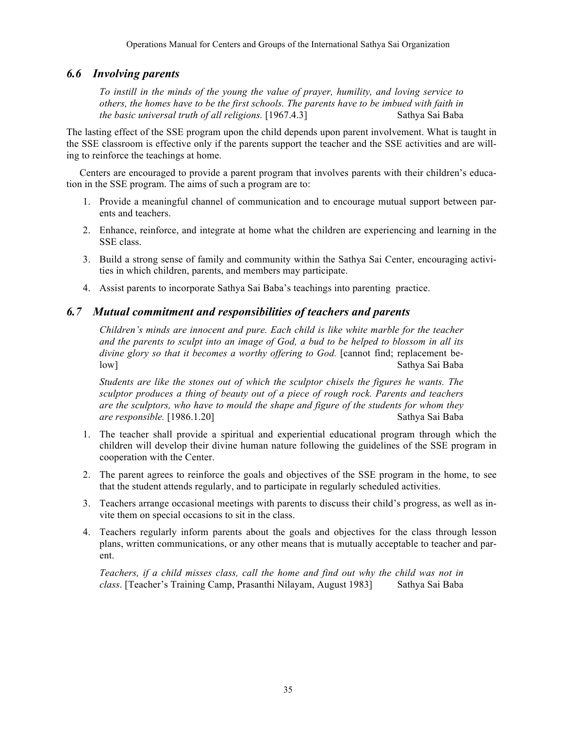## *6.6 Involving parents*

> *To instill in the minds of the young the value of prayer, humility, and loving service to others, the homes have to be the first schools. The parents have to be imbued with faith in the basic universal truth of all religions.* [1967.4.3] Sathya Sai Baba

The lasting effect of the SSE program upon the child depends upon parent involvement. What is taught in the SSE classroom is effective only if the parents support the teacher and the SSE activities and are willing to reinforce the teachings at home.

Centers are encouraged to provide a parent program that involves parents with their children's education in the SSE program. The aims of such a program are to:

1. Provide a meaningful channel of communication and to encourage mutual support between parents and teachers.
2. Enhance, reinforce, and integrate at home what the children are experiencing and learning in the SSE class.
3. Build a strong sense of family and community within the Sathya Sai Center, encouraging activities in which children, parents, and members may participate.
4. Assist parents to incorporate Sathya Sai Baba's teachings into parenting practice.

## *6.7 Mutual commitment and responsibilities of teachers and parents*

> *Children's minds are innocent and pure. Each child is like white marble for the teacher and the parents to sculpt into an image of God, a bud to be helped to blossom in all its divine glory so that it becomes a worthy offering to God.* [cannot find; replacement below] Sathya Sai Baba

> *Students are like the stones out of which the sculptor chisels the figures he wants. The sculptor produces a thing of beauty out of a piece of rough rock. Parents and teachers are the sculptors, who have to mould the shape and figure of the students for whom they are responsible.* [1986.1.20] Sathya Sai Baba

1. The teacher shall provide a spiritual and experiential educational program through which the children will develop their divine human nature following the guidelines of the SSE program in cooperation with the Center.
2. The parent agrees to reinforce the goals and objectives of the SSE program in the home, to see that the student attends regularly, and to participate in regularly scheduled activities.
3. Teachers arrange occasional meetings with parents to discuss their child's progress, as well as invite them on special occasions to sit in the class.
4. Teachers regularly inform parents about the goals and objectives for the class through lesson plans, written communications, or any other means that is mutually acceptable to teacher and parent.

> *Teachers, if a child misses class, call the home and find out why the child was not in class*. [Teacher's Training Camp, Prasanthi Nilayam, August 1983] Sathya Sai Baba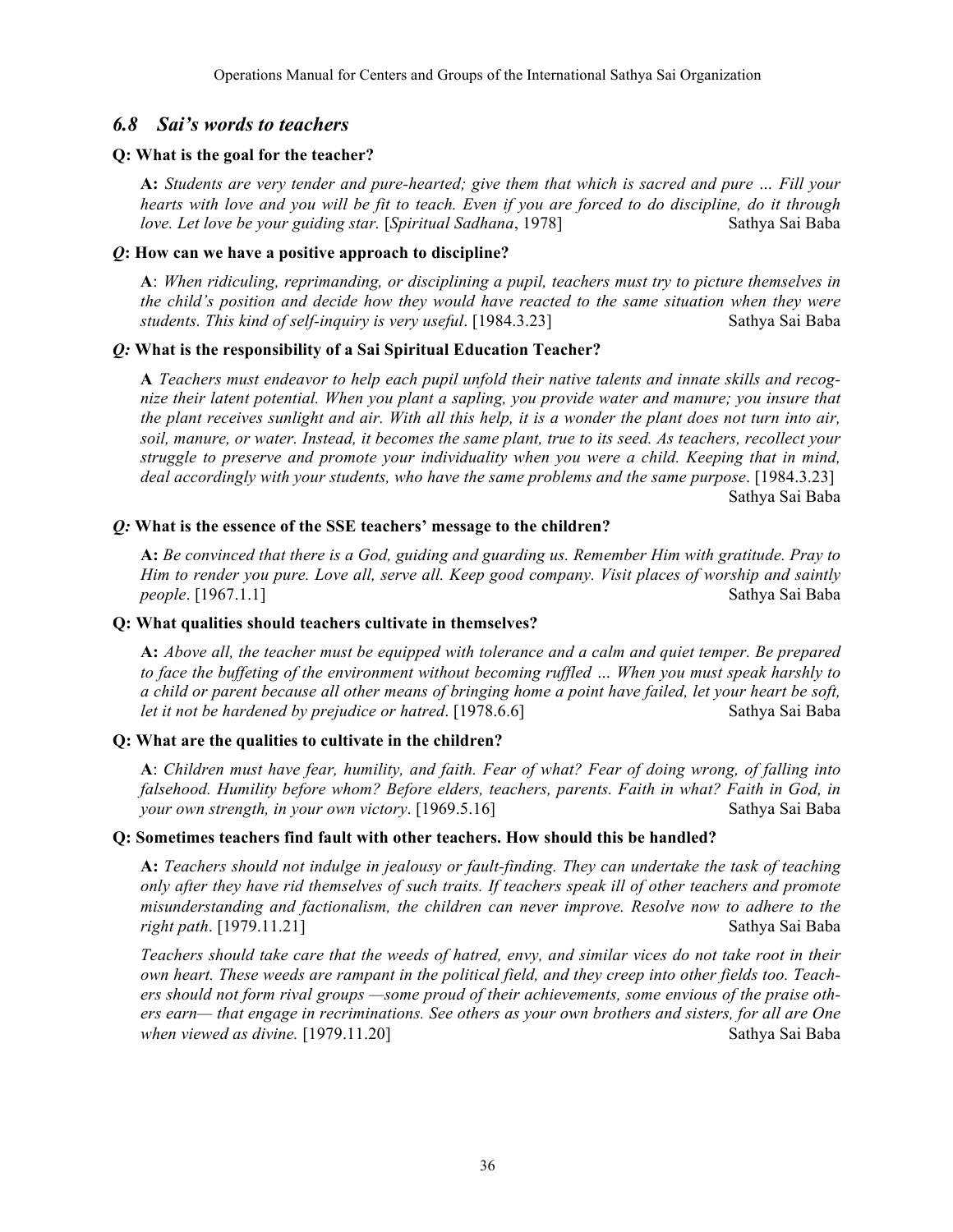## *6.8 Sai's words to teachers*

**Q: What is the goal for the teacher?**

**A:** *Students are very tender and pure-hearted; give them that which is sacred and pure … Fill your hearts with love and you will be fit to teach. Even if you are forced to do discipline, do it through love. Let love be your guiding star.* [*Spiritual Sadhana*, 1978] Sathya Sai Baba

***Q*: How can we have a positive approach to discipline?**

**A**: *When ridiculing, reprimanding, or disciplining a pupil, teachers must try to picture themselves in the child's position and decide how they would have reacted to the same situation when they were students. This kind of self-inquiry is very useful*. [1984.3.23] Sathya Sai Baba

***Q:* What is the responsibility of a Sai Spiritual Education Teacher?**

**A** *Teachers must endeavor to help each pupil unfold their native talents and innate skills and recognize their latent potential. When you plant a sapling, you provide water and manure; you insure that the plant receives sunlight and air. With all this help, it is a wonder the plant does not turn into air, soil, manure, or water. Instead, it becomes the same plant, true to its seed. As teachers, recollect your struggle to preserve and promote your individuality when you were a child. Keeping that in mind, deal accordingly with your students, who have the same problems and the same purpose*. [1984.3.23] Sathya Sai Baba

***Q:* What is the essence of the SSE teachers' message to the children?**

**A:** *Be convinced that there is a God, guiding and guarding us. Remember Him with gratitude. Pray to Him to render you pure. Love all, serve all. Keep good company. Visit places of worship and saintly people*. [1967.1.1] Sathya Sai Baba

**Q: What qualities should teachers cultivate in themselves?**

**A:** *Above all, the teacher must be equipped with tolerance and a calm and quiet temper. Be prepared to face the buffeting of the environment without becoming ruffled … When you must speak harshly to a child or parent because all other means of bringing home a point have failed, let your heart be soft, let it not be hardened by prejudice or hatred*. [1978.6.6] Sathya Sai Baba

**Q: What are the qualities to cultivate in the children?**

**A**: *Children must have fear, humility, and faith. Fear of what? Fear of doing wrong, of falling into falsehood. Humility before whom? Before elders, teachers, parents. Faith in what? Faith in God, in your own strength, in your own victory*. [1969.5.16] Sathya Sai Baba

**Q: Sometimes teachers find fault with other teachers. How should this be handled?**

**A:** *Teachers should not indulge in jealousy or fault-finding. They can undertake the task of teaching only after they have rid themselves of such traits. If teachers speak ill of other teachers and promote misunderstanding and factionalism, the children can never improve. Resolve now to adhere to the right path*. [1979.11.21] Sathya Sai Baba

*Teachers should take care that the weeds of hatred, envy, and similar vices do not take root in their own heart. These weeds are rampant in the political field, and they creep into other fields too. Teachers should not form rival groups —some proud of their achievements, some envious of the praise others earn— that engage in recriminations. See others as your own brothers and sisters, for all are One when viewed as divine.* [1979.11.20] Sathya Sai Baba